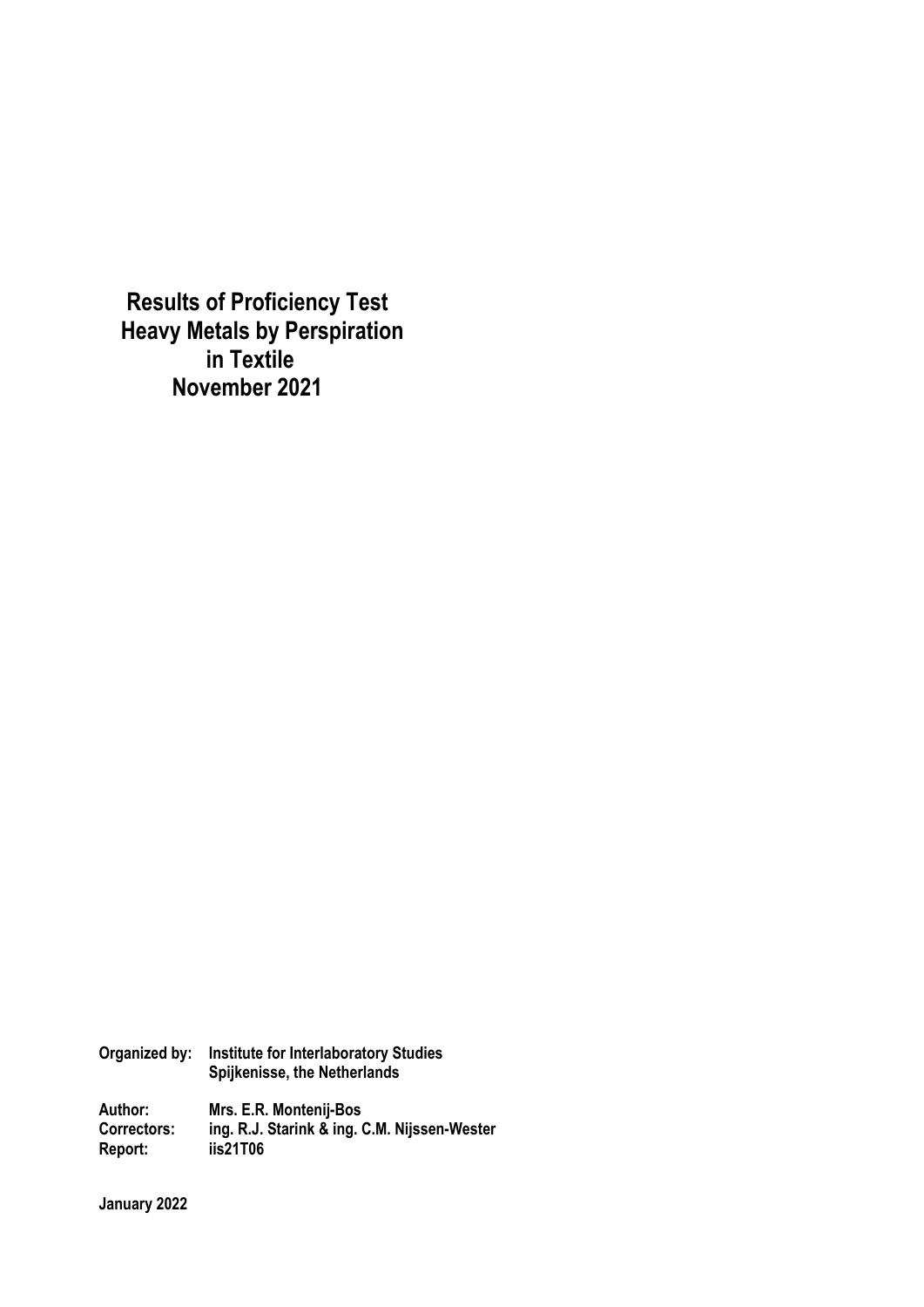# Results of Proficiency Test Heavy Metals by Perspiration in Textile November 2021

**Organized by:** Institute for Interlaboratory Studies
Spijkenisse, the Netherlands

**Author:** Mrs. E.R. Montenij-Bos
**Correctors:** ing. R.J. Starink & ing. C.M. Nijssen-Wester
**Report:** iis21T06

**January 2022**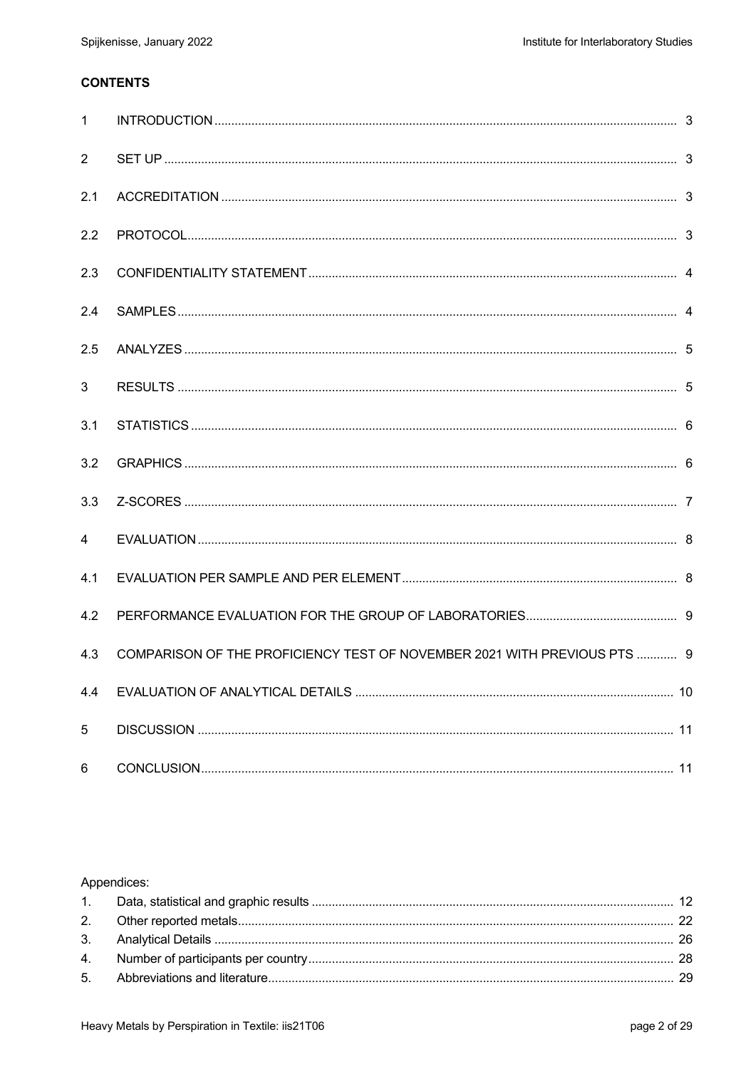**CONTENTS**

| | | |
|---|---|---|
| 1 | INTRODUCTION | 3 |
| 2 | SET UP | 3 |
| 2.1 | ACCREDITATION | 3 |
| 2.2 | PROTOCOL | 3 |
| 2.3 | CONFIDENTIALITY STATEMENT | 4 |
| 2.4 | SAMPLES | 4 |
| 2.5 | ANALYZES | 5 |
| 3 | RESULTS | 5 |
| 3.1 | STATISTICS | 6 |
| 3.2 | GRAPHICS | 6 |
| 3.3 | Z-SCORES | 7 |
| 4 | EVALUATION | 8 |
| 4.1 | EVALUATION PER SAMPLE AND PER ELEMENT | 8 |
| 4.2 | PERFORMANCE EVALUATION FOR THE GROUP OF LABORATORIES | 9 |
| 4.3 | COMPARISON OF THE PROFICIENCY TEST OF NOVEMBER 2021 WITH PREVIOUS PTS | 9 |
| 4.4 | EVALUATION OF ANALYTICAL DETAILS | 10 |
| 5 | DISCUSSION | 11 |
| 6 | CONCLUSION | 11 |

Appendices:

| | | |
|---|---|---|
| 1. | Data, statistical and graphic results | 12 |
| 2. | Other reported metals | 22 |
| 3. | Analytical Details | 26 |
| 4. | Number of participants per country | 28 |
| 5. | Abbreviations and literature | 29 |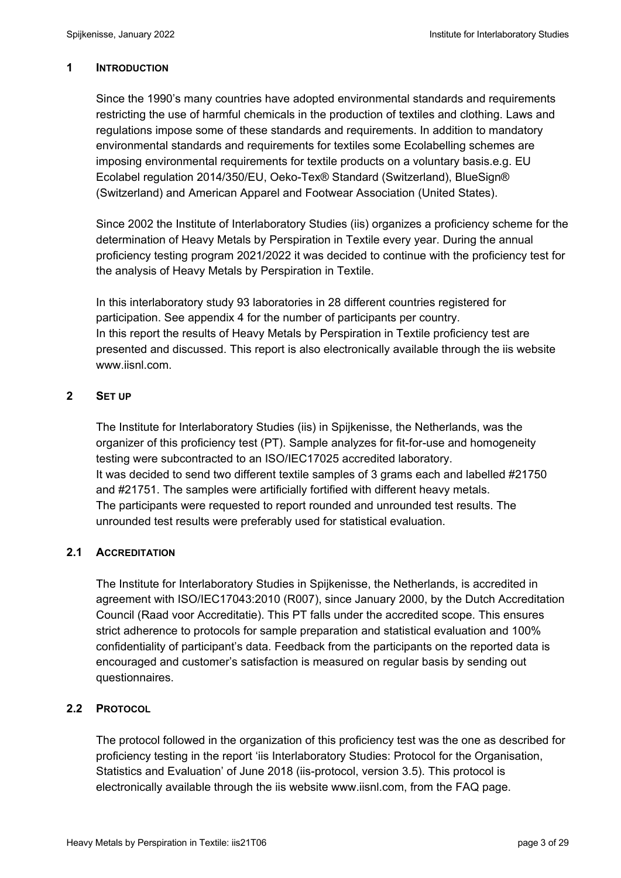## 1 INTRODUCTION

Since the 1990's many countries have adopted environmental standards and requirements restricting the use of harmful chemicals in the production of textiles and clothing. Laws and regulations impose some of these standards and requirements. In addition to mandatory environmental standards and requirements for textiles some Ecolabelling schemes are imposing environmental requirements for textile products on a voluntary basis.e.g. EU Ecolabel regulation 2014/350/EU, Oeko-Tex® Standard (Switzerland), BlueSign® (Switzerland) and American Apparel and Footwear Association (United States).

Since 2002 the Institute of Interlaboratory Studies (iis) organizes a proficiency scheme for the determination of Heavy Metals by Perspiration in Textile every year. During the annual proficiency testing program 2021/2022 it was decided to continue with the proficiency test for the analysis of Heavy Metals by Perspiration in Textile.

In this interlaboratory study 93 laboratories in 28 different countries registered for participation. See appendix 4 for the number of participants per country.
In this report the results of Heavy Metals by Perspiration in Textile proficiency test are presented and discussed. This report is also electronically available through the iis website www.iisnl.com.

## 2 SET UP

The Institute for Interlaboratory Studies (iis) in Spijkenisse, the Netherlands, was the organizer of this proficiency test (PT). Sample analyzes for fit-for-use and homogeneity testing were subcontracted to an ISO/IEC17025 accredited laboratory.
It was decided to send two different textile samples of 3 grams each and labelled #21750 and #21751. The samples were artificially fortified with different heavy metals.
The participants were requested to report rounded and unrounded test results. The unrounded test results were preferably used for statistical evaluation.

### 2.1 ACCREDITATION

The Institute for Interlaboratory Studies in Spijkenisse, the Netherlands, is accredited in agreement with ISO/IEC17043:2010 (R007), since January 2000, by the Dutch Accreditation Council (Raad voor Accreditatie). This PT falls under the accredited scope. This ensures strict adherence to protocols for sample preparation and statistical evaluation and 100% confidentiality of participant's data. Feedback from the participants on the reported data is encouraged and customer's satisfaction is measured on regular basis by sending out questionnaires.

### 2.2 PROTOCOL

The protocol followed in the organization of this proficiency test was the one as described for proficiency testing in the report 'iis Interlaboratory Studies: Protocol for the Organisation, Statistics and Evaluation' of June 2018 (iis-protocol, version 3.5). This protocol is electronically available through the iis website www.iisnl.com, from the FAQ page.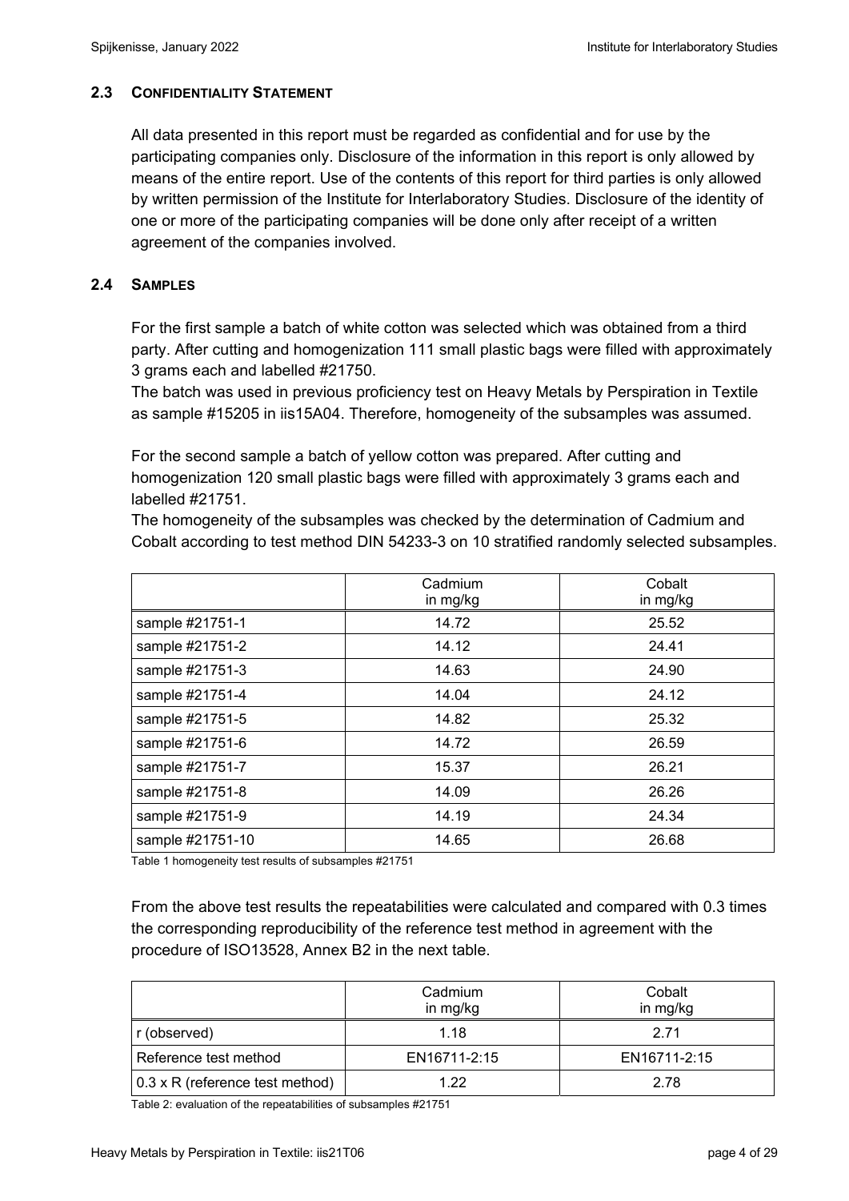### 2.3 CONFIDENTIALITY STATEMENT

All data presented in this report must be regarded as confidential and for use by the participating companies only. Disclosure of the information in this report is only allowed by means of the entire report. Use of the contents of this report for third parties is only allowed by written permission of the Institute for Interlaboratory Studies. Disclosure of the identity of one or more of the participating companies will be done only after receipt of a written agreement of the companies involved.

### 2.4 SAMPLES

For the first sample a batch of white cotton was selected which was obtained from a third party. After cutting and homogenization 111 small plastic bags were filled with approximately 3 grams each and labelled #21750.
The batch was used in previous proficiency test on Heavy Metals by Perspiration in Textile as sample #15205 in iis15A04. Therefore, homogeneity of the subsamples was assumed.

For the second sample a batch of yellow cotton was prepared. After cutting and homogenization 120 small plastic bags were filled with approximately 3 grams each and labelled #21751.
The homogeneity of the subsamples was checked by the determination of Cadmium and Cobalt according to test method DIN 54233-3 on 10 stratified randomly selected subsamples.

| | Cadmium in mg/kg | Cobalt in mg/kg |
|---|---|---|
| sample #21751-1 | 14.72 | 25.52 |
| sample #21751-2 | 14.12 | 24.41 |
| sample #21751-3 | 14.63 | 24.90 |
| sample #21751-4 | 14.04 | 24.12 |
| sample #21751-5 | 14.82 | 25.32 |
| sample #21751-6 | 14.72 | 26.59 |
| sample #21751-7 | 15.37 | 26.21 |
| sample #21751-8 | 14.09 | 26.26 |
| sample #21751-9 | 14.19 | 24.34 |
| sample #21751-10 | 14.65 | 26.68 |

Table 1 homogeneity test results of subsamples #21751

From the above test results the repeatabilities were calculated and compared with 0.3 times the corresponding reproducibility of the reference test method in agreement with the procedure of ISO13528, Annex B2 in the next table.

| | Cadmium in mg/kg | Cobalt in mg/kg |
|---|---|---|
| r (observed) | 1.18 | 2.71 |
| Reference test method | EN16711-2:15 | EN16711-2:15 |
| 0.3 x R (reference test method) | 1.22 | 2.78 |

Table 2: evaluation of the repeatabilities of subsamples #21751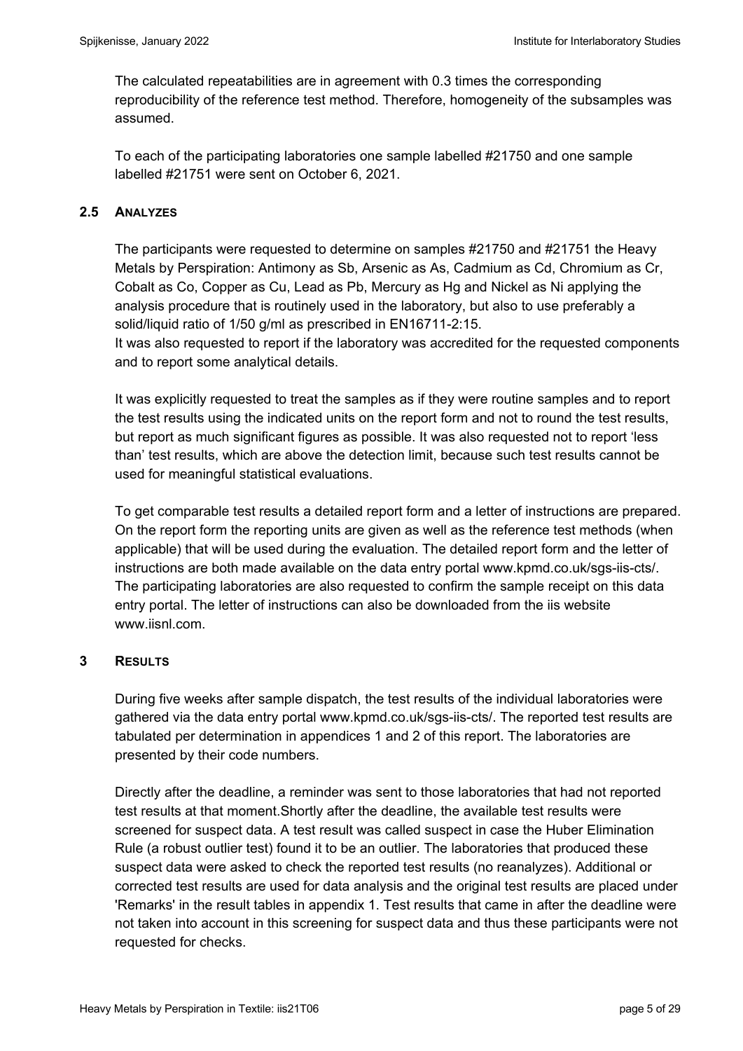The calculated repeatabilities are in agreement with 0.3 times the corresponding reproducibility of the reference test method. Therefore, homogeneity of the subsamples was assumed.

To each of the participating laboratories one sample labelled #21750 and one sample labelled #21751 were sent on October 6, 2021.

### 2.5 ANALYZES

The participants were requested to determine on samples #21750 and #21751 the Heavy Metals by Perspiration: Antimony as Sb, Arsenic as As, Cadmium as Cd, Chromium as Cr, Cobalt as Co, Copper as Cu, Lead as Pb, Mercury as Hg and Nickel as Ni applying the analysis procedure that is routinely used in the laboratory, but also to use preferably a solid/liquid ratio of 1/50 g/ml as prescribed in EN16711-2:15.
It was also requested to report if the laboratory was accredited for the requested components and to report some analytical details.

It was explicitly requested to treat the samples as if they were routine samples and to report the test results using the indicated units on the report form and not to round the test results, but report as much significant figures as possible. It was also requested not to report 'less than' test results, which are above the detection limit, because such test results cannot be used for meaningful statistical evaluations.

To get comparable test results a detailed report form and a letter of instructions are prepared. On the report form the reporting units are given as well as the reference test methods (when applicable) that will be used during the evaluation. The detailed report form and the letter of instructions are both made available on the data entry portal www.kpmd.co.uk/sgs-iis-cts/. The participating laboratories are also requested to confirm the sample receipt on this data entry portal. The letter of instructions can also be downloaded from the iis website www.iisnl.com.

## 3 RESULTS

During five weeks after sample dispatch, the test results of the individual laboratories were gathered via the data entry portal www.kpmd.co.uk/sgs-iis-cts/. The reported test results are tabulated per determination in appendices 1 and 2 of this report. The laboratories are presented by their code numbers.

Directly after the deadline, a reminder was sent to those laboratories that had not reported test results at that moment.Shortly after the deadline, the available test results were screened for suspect data. A test result was called suspect in case the Huber Elimination Rule (a robust outlier test) found it to be an outlier. The laboratories that produced these suspect data were asked to check the reported test results (no reanalyzes). Additional or corrected test results are used for data analysis and the original test results are placed under 'Remarks' in the result tables in appendix 1. Test results that came in after the deadline were not taken into account in this screening for suspect data and thus these participants were not requested for checks.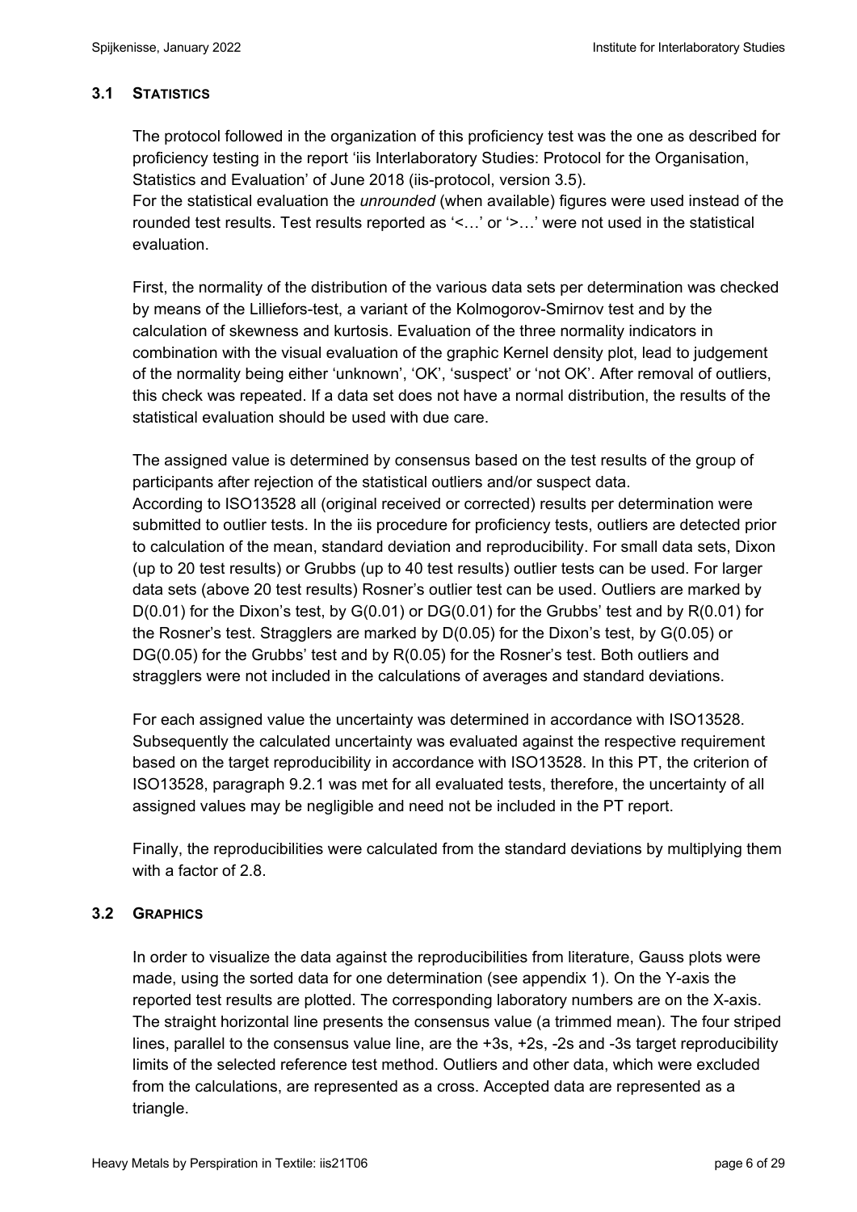### 3.1 STATISTICS

The protocol followed in the organization of this proficiency test was the one as described for proficiency testing in the report 'iis Interlaboratory Studies: Protocol for the Organisation, Statistics and Evaluation' of June 2018 (iis-protocol, version 3.5).
For the statistical evaluation the *unrounded* (when available) figures were used instead of the rounded test results. Test results reported as '<…' or '>…' were not used in the statistical evaluation.

First, the normality of the distribution of the various data sets per determination was checked by means of the Lilliefors-test, a variant of the Kolmogorov-Smirnov test and by the calculation of skewness and kurtosis. Evaluation of the three normality indicators in combination with the visual evaluation of the graphic Kernel density plot, lead to judgement of the normality being either 'unknown', 'OK', 'suspect' or 'not OK'. After removal of outliers, this check was repeated. If a data set does not have a normal distribution, the results of the statistical evaluation should be used with due care.

The assigned value is determined by consensus based on the test results of the group of participants after rejection of the statistical outliers and/or suspect data.
According to ISO13528 all (original received or corrected) results per determination were submitted to outlier tests. In the iis procedure for proficiency tests, outliers are detected prior to calculation of the mean, standard deviation and reproducibility. For small data sets, Dixon (up to 20 test results) or Grubbs (up to 40 test results) outlier tests can be used. For larger data sets (above 20 test results) Rosner's outlier test can be used. Outliers are marked by D(0.01) for the Dixon's test, by G(0.01) or DG(0.01) for the Grubbs' test and by R(0.01) for the Rosner's test. Stragglers are marked by D(0.05) for the Dixon's test, by G(0.05) or DG(0.05) for the Grubbs' test and by R(0.05) for the Rosner's test. Both outliers and stragglers were not included in the calculations of averages and standard deviations.

For each assigned value the uncertainty was determined in accordance with ISO13528. Subsequently the calculated uncertainty was evaluated against the respective requirement based on the target reproducibility in accordance with ISO13528. In this PT, the criterion of ISO13528, paragraph 9.2.1 was met for all evaluated tests, therefore, the uncertainty of all assigned values may be negligible and need not be included in the PT report.

Finally, the reproducibilities were calculated from the standard deviations by multiplying them with a factor of 2.8.

### 3.2 GRAPHICS

In order to visualize the data against the reproducibilities from literature, Gauss plots were made, using the sorted data for one determination (see appendix 1). On the Y-axis the reported test results are plotted. The corresponding laboratory numbers are on the X-axis. The straight horizontal line presents the consensus value (a trimmed mean). The four striped lines, parallel to the consensus value line, are the +3s, +2s, -2s and -3s target reproducibility limits of the selected reference test method. Outliers and other data, which were excluded from the calculations, are represented as a cross. Accepted data are represented as a triangle.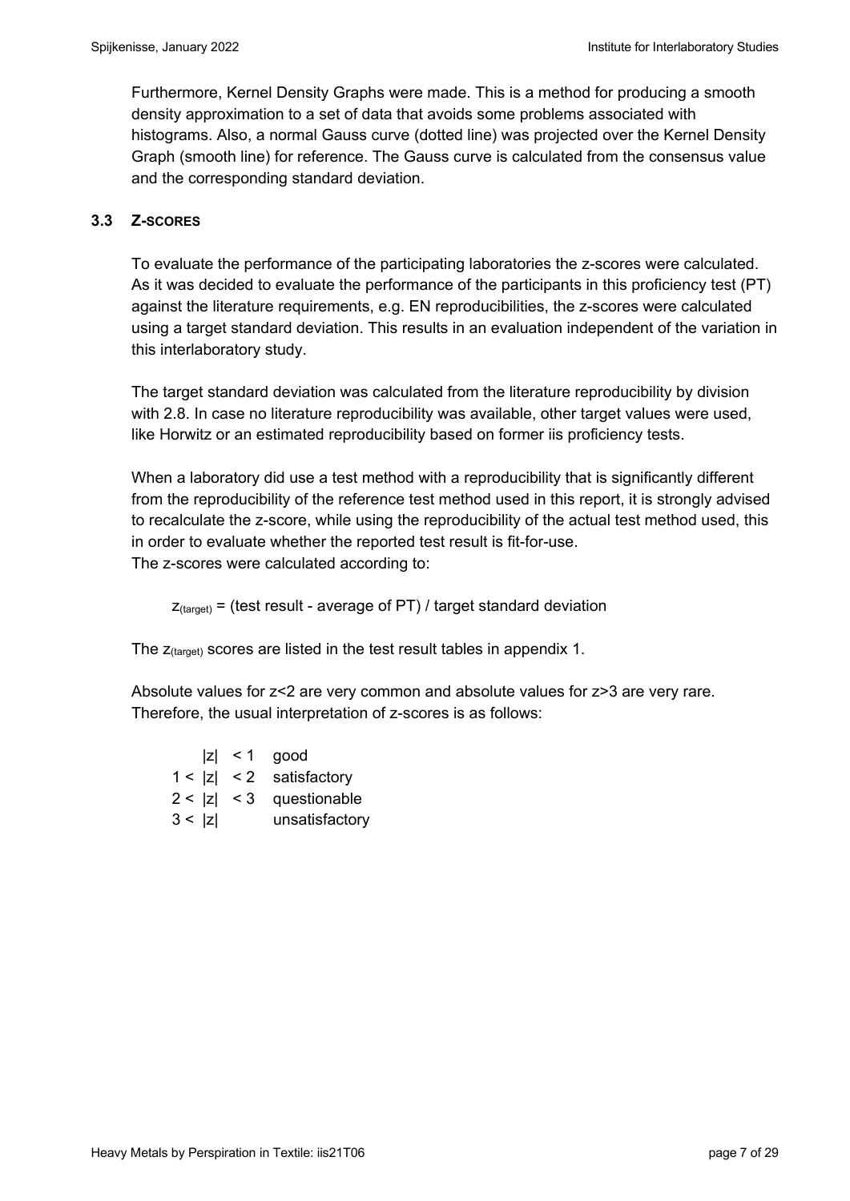Furthermore, Kernel Density Graphs were made. This is a method for producing a smooth density approximation to a set of data that avoids some problems associated with histograms. Also, a normal Gauss curve (dotted line) was projected over the Kernel Density Graph (smooth line) for reference. The Gauss curve is calculated from the consensus value and the corresponding standard deviation.

### 3.3 Z-SCORES

To evaluate the performance of the participating laboratories the z-scores were calculated. As it was decided to evaluate the performance of the participants in this proficiency test (PT) against the literature requirements, e.g. EN reproducibilities, the z-scores were calculated using a target standard deviation. This results in an evaluation independent of the variation in this interlaboratory study.

The target standard deviation was calculated from the literature reproducibility by division with 2.8. In case no literature reproducibility was available, other target values were used, like Horwitz or an estimated reproducibility based on former iis proficiency tests.

When a laboratory did use a test method with a reproducibility that is significantly different from the reproducibility of the reference test method used in this report, it is strongly advised to recalculate the z-score, while using the reproducibility of the actual test method used, this in order to evaluate whether the reported test result is fit-for-use.
The z-scores were calculated according to:

$$z_{(target)} = \text{(test result - average of PT) / target standard deviation}$$

The $z_{(target)}$ scores are listed in the test result tables in appendix 1.

Absolute values for z<2 are very common and absolute values for z>3 are very rare. Therefore, the usual interpretation of z-scores is as follows:

| | | |
|---|---|---|
| | $\lvert z \rvert < 1$ | good |
| $1 <$ | $\lvert z \rvert < 2$ | satisfactory |
| $2 <$ | $\lvert z \rvert < 3$ | questionable |
| $3 <$ | $\lvert z \rvert$ | unsatisfactory |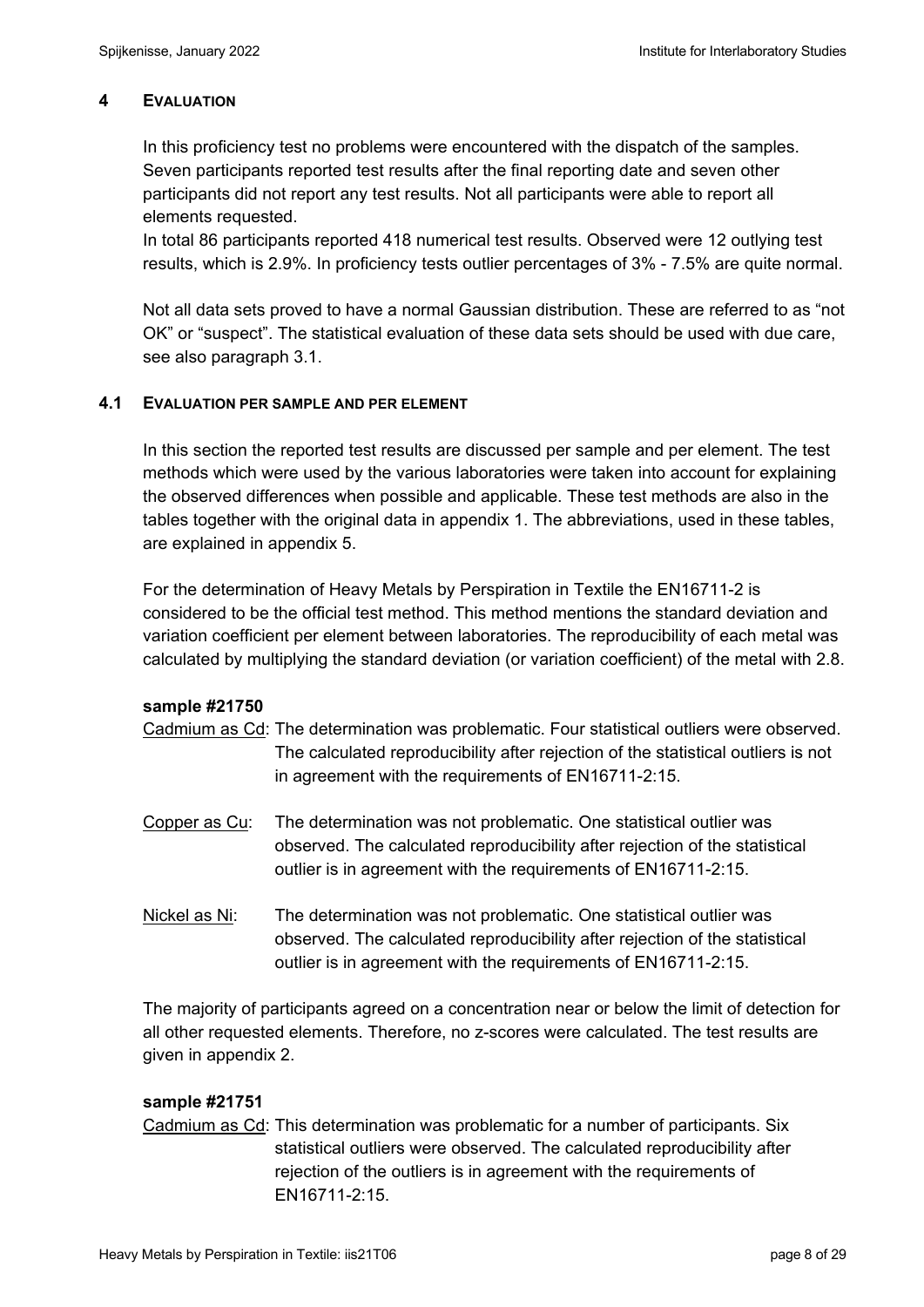## 4 EVALUATION

In this proficiency test no problems were encountered with the dispatch of the samples. Seven participants reported test results after the final reporting date and seven other participants did not report any test results. Not all participants were able to report all elements requested.

In total 86 participants reported 418 numerical test results. Observed were 12 outlying test results, which is 2.9%. In proficiency tests outlier percentages of 3% - 7.5% are quite normal.

Not all data sets proved to have a normal Gaussian distribution. These are referred to as "not OK" or "suspect". The statistical evaluation of these data sets should be used with due care, see also paragraph 3.1.

### 4.1 EVALUATION PER SAMPLE AND PER ELEMENT

In this section the reported test results are discussed per sample and per element. The test methods which were used by the various laboratories were taken into account for explaining the observed differences when possible and applicable. These test methods are also in the tables together with the original data in appendix 1. The abbreviations, used in these tables, are explained in appendix 5.

For the determination of Heavy Metals by Perspiration in Textile the EN16711-2 is considered to be the official test method. This method mentions the standard deviation and variation coefficient per element between laboratories. The reproducibility of each metal was calculated by multiplying the standard deviation (or variation coefficient) of the metal with 2.8.

**sample #21750**

Cadmium as Cd: The determination was problematic. Four statistical outliers were observed. The calculated reproducibility after rejection of the statistical outliers is not in agreement with the requirements of EN16711-2:15.

Copper as Cu: The determination was not problematic. One statistical outlier was observed. The calculated reproducibility after rejection of the statistical outlier is in agreement with the requirements of EN16711-2:15.

Nickel as Ni: The determination was not problematic. One statistical outlier was observed. The calculated reproducibility after rejection of the statistical outlier is in agreement with the requirements of EN16711-2:15.

The majority of participants agreed on a concentration near or below the limit of detection for all other requested elements. Therefore, no z-scores were calculated. The test results are given in appendix 2.

**sample #21751**

Cadmium as Cd: This determination was problematic for a number of participants. Six statistical outliers were observed. The calculated reproducibility after rejection of the outliers is in agreement with the requirements of EN16711-2:15.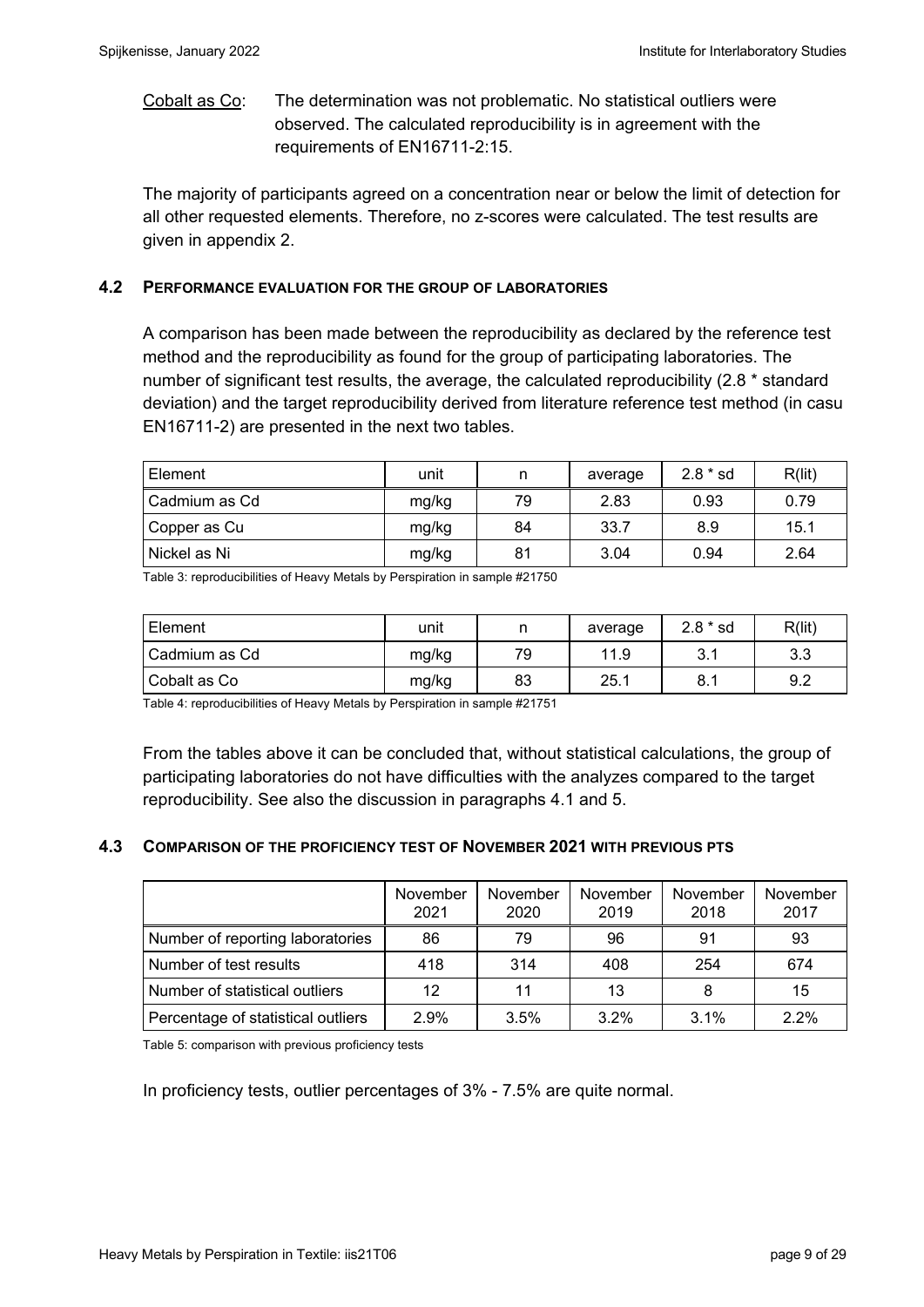Cobalt as Co: The determination was not problematic. No statistical outliers were observed. The calculated reproducibility is in agreement with the requirements of EN16711-2:15.

The majority of participants agreed on a concentration near or below the limit of detection for all other requested elements. Therefore, no z-scores were calculated. The test results are given in appendix 2.

### 4.2 PERFORMANCE EVALUATION FOR THE GROUP OF LABORATORIES

A comparison has been made between the reproducibility as declared by the reference test method and the reproducibility as found for the group of participating laboratories. The number of significant test results, the average, the calculated reproducibility (2.8 * standard deviation) and the target reproducibility derived from literature reference test method (in casu EN16711-2) are presented in the next two tables.

| Element | unit | n | average | 2.8 * sd | R(lit) |
|---|---|---|---|---|---|
| Cadmium as Cd | mg/kg | 79 | 2.83 | 0.93 | 0.79 |
| Copper as Cu | mg/kg | 84 | 33.7 | 8.9 | 15.1 |
| Nickel as Ni | mg/kg | 81 | 3.04 | 0.94 | 2.64 |

Table 3: reproducibilities of Heavy Metals by Perspiration in sample #21750

| Element | unit | n | average | 2.8 * sd | R(lit) |
|---|---|---|---|---|---|
| Cadmium as Cd | mg/kg | 79 | 11.9 | 3.1 | 3.3 |
| Cobalt as Co | mg/kg | 83 | 25.1 | 8.1 | 9.2 |

Table 4: reproducibilities of Heavy Metals by Perspiration in sample #21751

From the tables above it can be concluded that, without statistical calculations, the group of participating laboratories do not have difficulties with the analyzes compared to the target reproducibility. See also the discussion in paragraphs 4.1 and 5.

### 4.3 COMPARISON OF THE PROFICIENCY TEST OF NOVEMBER 2021 WITH PREVIOUS PTS

| | November 2021 | November 2020 | November 2019 | November 2018 | November 2017 |
|---|---|---|---|---|---|
| Number of reporting laboratories | 86 | 79 | 96 | 91 | 93 |
| Number of test results | 418 | 314 | 408 | 254 | 674 |
| Number of statistical outliers | 12 | 11 | 13 | 8 | 15 |
| Percentage of statistical outliers | 2.9% | 3.5% | 3.2% | 3.1% | 2.2% |

Table 5: comparison with previous proficiency tests

In proficiency tests, outlier percentages of 3% - 7.5% are quite normal.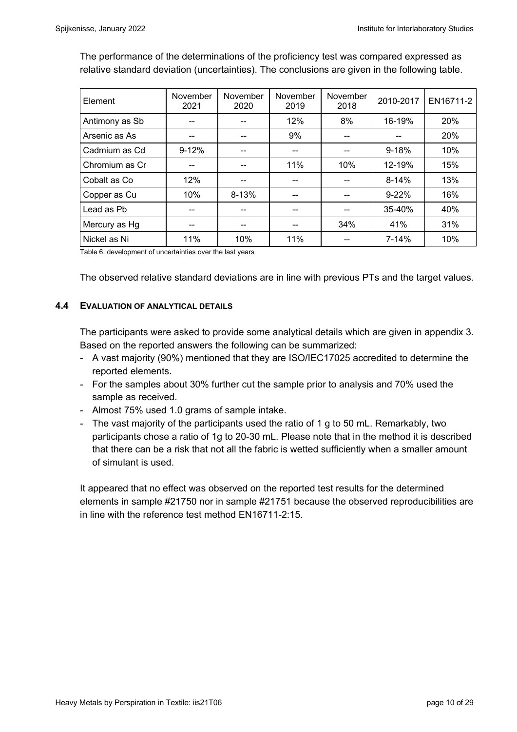The performance of the determinations of the proficiency test was compared expressed as relative standard deviation (uncertainties). The conclusions are given in the following table.

| Element | November 2021 | November 2020 | November 2019 | November 2018 | 2010-2017 | EN16711-2 |
|---|---|---|---|---|---|---|
| Antimony as Sb | -- | -- | 12% | 8% | 16-19% | 20% |
| Arsenic as As | -- | -- | 9% | -- | -- | 20% |
| Cadmium as Cd | 9-12% | -- | -- | -- | 9-18% | 10% |
| Chromium as Cr | -- | -- | 11% | 10% | 12-19% | 15% |
| Cobalt as Co | 12% | -- | -- | -- | 8-14% | 13% |
| Copper as Cu | 10% | 8-13% | -- | -- | 9-22% | 16% |
| Lead as Pb | -- | -- | -- | -- | 35-40% | 40% |
| Mercury as Hg | -- | -- | -- | 34% | 41% | 31% |
| Nickel as Ni | 11% | 10% | 11% | -- | 7-14% | 10% |

Table 6: development of uncertainties over the last years

The observed relative standard deviations are in line with previous PTs and the target values.

### 4.4 EVALUATION OF ANALYTICAL DETAILS

The participants were asked to provide some analytical details which are given in appendix 3. Based on the reported answers the following can be summarized:

- A vast majority (90%) mentioned that they are ISO/IEC17025 accredited to determine the reported elements.
- For the samples about 30% further cut the sample prior to analysis and 70% used the sample as received.
- Almost 75% used 1.0 grams of sample intake.
- The vast majority of the participants used the ratio of 1 g to 50 mL. Remarkably, two participants chose a ratio of 1g to 20-30 mL. Please note that in the method it is described that there can be a risk that not all the fabric is wetted sufficiently when a smaller amount of simulant is used.

It appeared that no effect was observed on the reported test results for the determined elements in sample #21750 nor in sample #21751 because the observed reproducibilities are in line with the reference test method EN16711-2:15.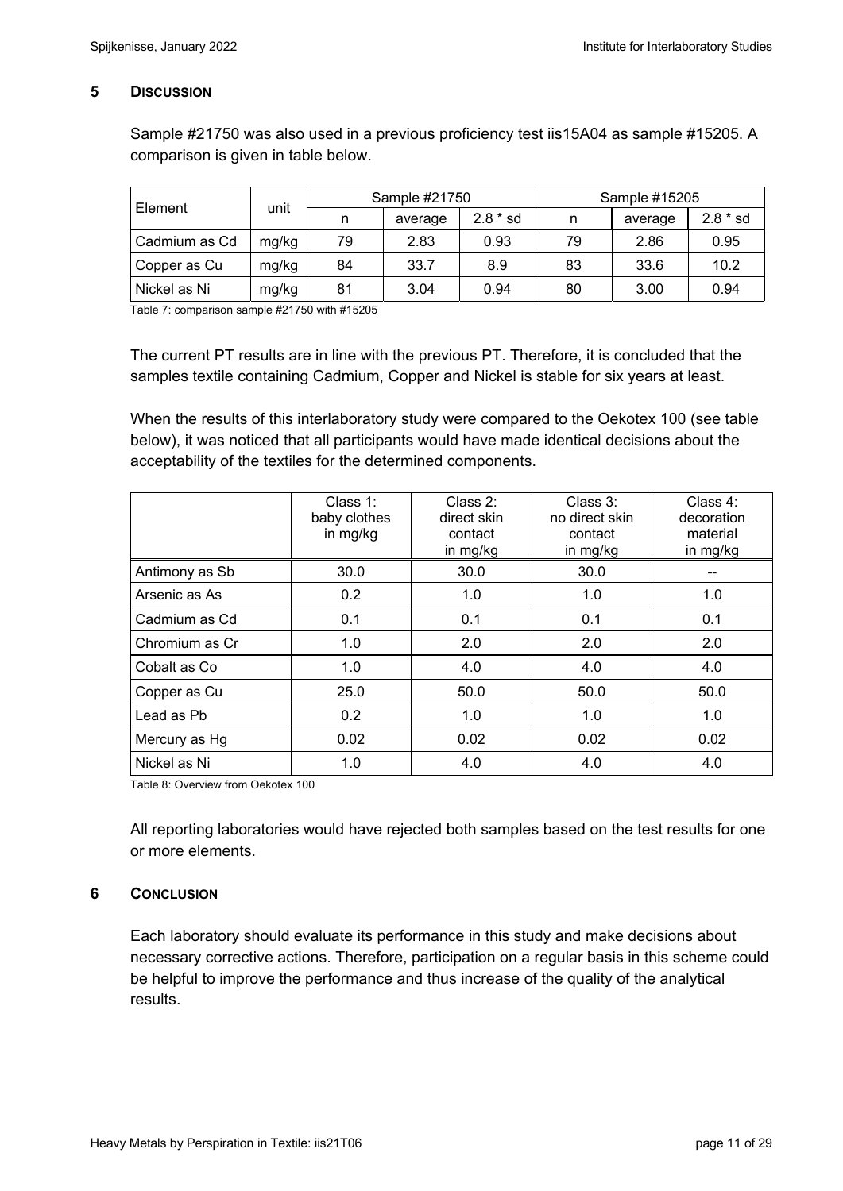## 5 DISCUSSION

Sample #21750 was also used in a previous proficiency test iis15A04 as sample #15205. A comparison is given in table below.

| Element | unit | Sample #21750 | | | Sample #15205 | | |
|---|---|---|---|---|---|---|---|
| | | n | average | 2.8 * sd | n | average | 2.8 * sd |
| Cadmium as Cd | mg/kg | 79 | 2.83 | 0.93 | 79 | 2.86 | 0.95 |
| Copper as Cu | mg/kg | 84 | 33.7 | 8.9 | 83 | 33.6 | 10.2 |
| Nickel as Ni | mg/kg | 81 | 3.04 | 0.94 | 80 | 3.00 | 0.94 |

Table 7: comparison sample #21750 with #15205

The current PT results are in line with the previous PT. Therefore, it is concluded that the samples textile containing Cadmium, Copper and Nickel is stable for six years at least.

When the results of this interlaboratory study were compared to the Oekotex 100 (see table below), it was noticed that all participants would have made identical decisions about the acceptability of the textiles for the determined components.

| | Class 1: baby clothes in mg/kg | Class 2: direct skin contact in mg/kg | Class 3: no direct skin contact in mg/kg | Class 4: decoration material in mg/kg |
|---|---|---|---|---|
| Antimony as Sb | 30.0 | 30.0 | 30.0 | -- |
| Arsenic as As | 0.2 | 1.0 | 1.0 | 1.0 |
| Cadmium as Cd | 0.1 | 0.1 | 0.1 | 0.1 |
| Chromium as Cr | 1.0 | 2.0 | 2.0 | 2.0 |
| Cobalt as Co | 1.0 | 4.0 | 4.0 | 4.0 |
| Copper as Cu | 25.0 | 50.0 | 50.0 | 50.0 |
| Lead as Pb | 0.2 | 1.0 | 1.0 | 1.0 |
| Mercury as Hg | 0.02 | 0.02 | 0.02 | 0.02 |
| Nickel as Ni | 1.0 | 4.0 | 4.0 | 4.0 |

Table 8: Overview from Oekotex 100

All reporting laboratories would have rejected both samples based on the test results for one or more elements.

## 6 CONCLUSION

Each laboratory should evaluate its performance in this study and make decisions about necessary corrective actions. Therefore, participation on a regular basis in this scheme could be helpful to improve the performance and thus increase of the quality of the analytical results.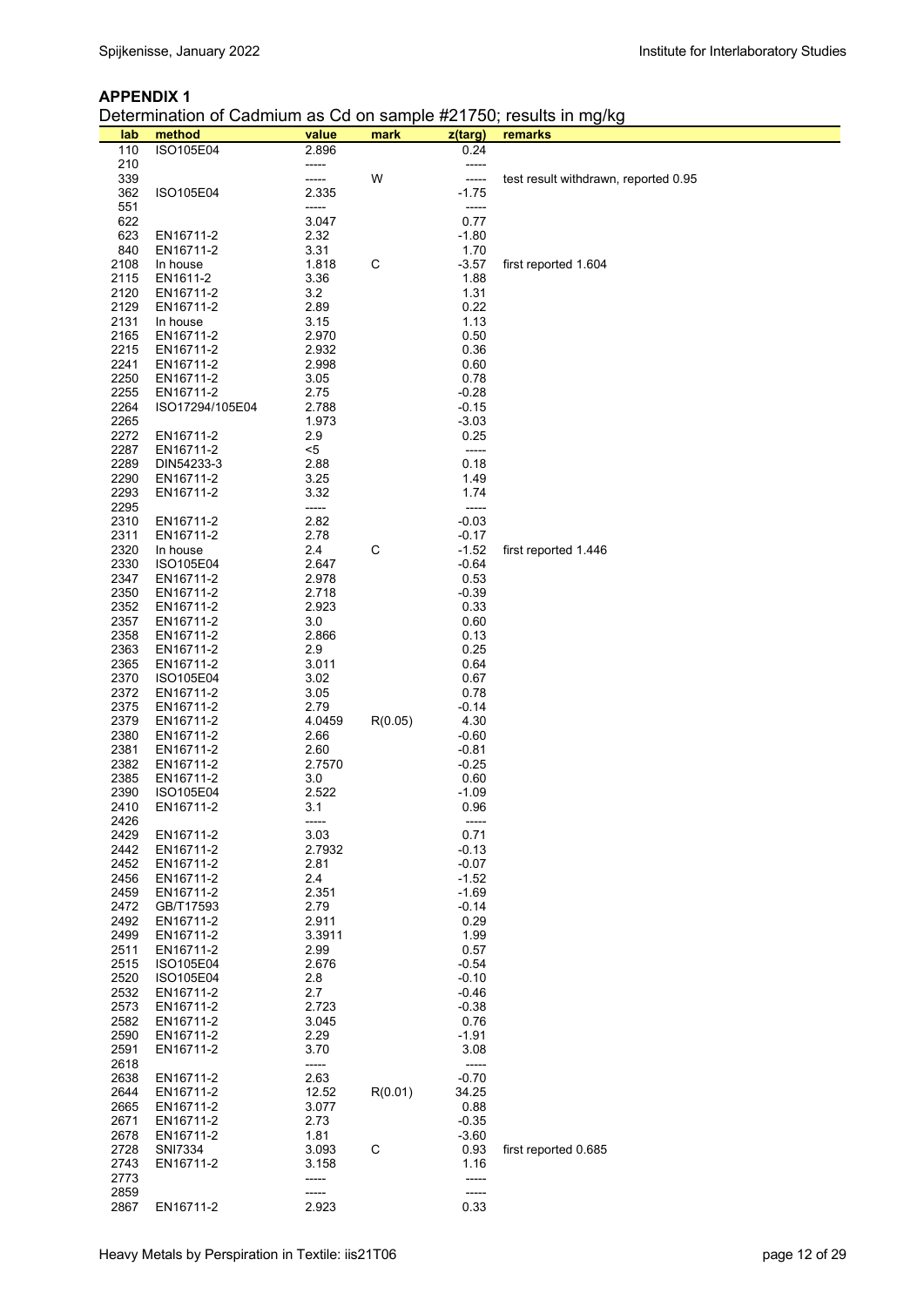## APPENDIX 1

Determination of Cadmium as Cd on sample #21750; results in mg/kg

| lab | method | value | mark | z(targ) | remarks |
|---|---|---|---|---|---|
| 110 | ISO105E04 | 2.896 | | 0.24 | |
| 210 | | ----- | | ----- | |
| 339 | | ----- | W | ----- | test result withdrawn, reported 0.95 |
| 362 | ISO105E04 | 2.335 | | -1.75 | |
| 551 | | ----- | | ----- | |
| 622 | | 3.047 | | 0.77 | |
| 623 | EN16711-2 | 2.32 | | -1.80 | |
| 840 | EN16711-2 | 3.31 | | 1.70 | |
| 2108 | In house | 1.818 | C | -3.57 | first reported 1.604 |
| 2115 | EN1611-2 | 3.36 | | 1.88 | |
| 2120 | EN16711-2 | 3.2 | | 1.31 | |
| 2129 | EN16711-2 | 2.89 | | 0.22 | |
| 2131 | In house | 3.15 | | 1.13 | |
| 2165 | EN16711-2 | 2.970 | | 0.50 | |
| 2215 | EN16711-2 | 2.932 | | 0.36 | |
| 2241 | EN16711-2 | 2.998 | | 0.60 | |
| 2250 | EN16711-2 | 3.05 | | 0.78 | |
| 2255 | EN16711-2 | 2.75 | | -0.28 | |
| 2264 | ISO17294/105E04 | 2.788 | | -0.15 | |
| 2265 | | 1.973 | | -3.03 | |
| 2272 | EN16711-2 | 2.9 | | 0.25 | |
| 2287 | EN16711-2 | <5 | | ----- | |
| 2289 | DIN54233-3 | 2.88 | | 0.18 | |
| 2290 | EN16711-2 | 3.25 | | 1.49 | |
| 2293 | EN16711-2 | 3.32 | | 1.74 | |
| 2295 | | ----- | | ----- | |
| 2310 | EN16711-2 | 2.82 | | -0.03 | |
| 2311 | EN16711-2 | 2.78 | | -0.17 | |
| 2320 | In house | 2.4 | C | -1.52 | first reported 1.446 |
| 2330 | ISO105E04 | 2.647 | | -0.64 | |
| 2347 | EN16711-2 | 2.978 | | 0.53 | |
| 2350 | EN16711-2 | 2.718 | | -0.39 | |
| 2352 | EN16711-2 | 2.923 | | 0.33 | |
| 2357 | EN16711-2 | 3.0 | | 0.60 | |
| 2358 | EN16711-2 | 2.866 | | 0.13 | |
| 2363 | EN16711-2 | 2.9 | | 0.25 | |
| 2365 | EN16711-2 | 3.011 | | 0.64 | |
| 2370 | ISO105E04 | 3.02 | | 0.67 | |
| 2372 | EN16711-2 | 3.05 | | 0.78 | |
| 2375 | EN16711-2 | 2.79 | | -0.14 | |
| 2379 | EN16711-2 | 4.0459 | R(0.05) | 4.30 | |
| 2380 | EN16711-2 | 2.66 | | -0.60 | |
| 2381 | EN16711-2 | 2.60 | | -0.81 | |
| 2382 | EN16711-2 | 2.7570 | | -0.25 | |
| 2385 | EN16711-2 | 3.0 | | 0.60 | |
| 2390 | ISO105E04 | 2.522 | | -1.09 | |
| 2410 | EN16711-2 | 3.1 | | 0.96 | |
| 2426 | | ----- | | ----- | |
| 2429 | EN16711-2 | 3.03 | | 0.71 | |
| 2442 | EN16711-2 | 2.7932 | | -0.13 | |
| 2452 | EN16711-2 | 2.81 | | -0.07 | |
| 2456 | EN16711-2 | 2.4 | | -1.52 | |
| 2459 | EN16711-2 | 2.351 | | -1.69 | |
| 2472 | GB/T17593 | 2.79 | | -0.14 | |
| 2492 | EN16711-2 | 2.911 | | 0.29 | |
| 2499 | EN16711-2 | 3.3911 | | 1.99 | |
| 2511 | EN16711-2 | 2.99 | | 0.57 | |
| 2515 | ISO105E04 | 2.676 | | -0.54 | |
| 2520 | ISO105E04 | 2.8 | | -0.10 | |
| 2532 | EN16711-2 | 2.7 | | -0.46 | |
| 2573 | EN16711-2 | 2.723 | | -0.38 | |
| 2582 | EN16711-2 | 3.045 | | 0.76 | |
| 2590 | EN16711-2 | 2.29 | | -1.91 | |
| 2591 | EN16711-2 | 3.70 | | 3.08 | |
| 2618 | | ----- | | ----- | |
| 2638 | EN16711-2 | 2.63 | | -0.70 | |
| 2644 | EN16711-2 | 12.52 | R(0.01) | 34.25 | |
| 2665 | EN16711-2 | 3.077 | | 0.88 | |
| 2671 | EN16711-2 | 2.73 | | -0.35 | |
| 2678 | EN16711-2 | 1.81 | | -3.60 | |
| 2728 | SNI7334 | 3.093 | C | 0.93 | first reported 0.685 |
| 2743 | EN16711-2 | 3.158 | | 1.16 | |
| 2773 | | ----- | | ----- | |
| 2859 | | ----- | | ----- | |
| 2867 | EN16711-2 | 2.923 | | 0.33 | |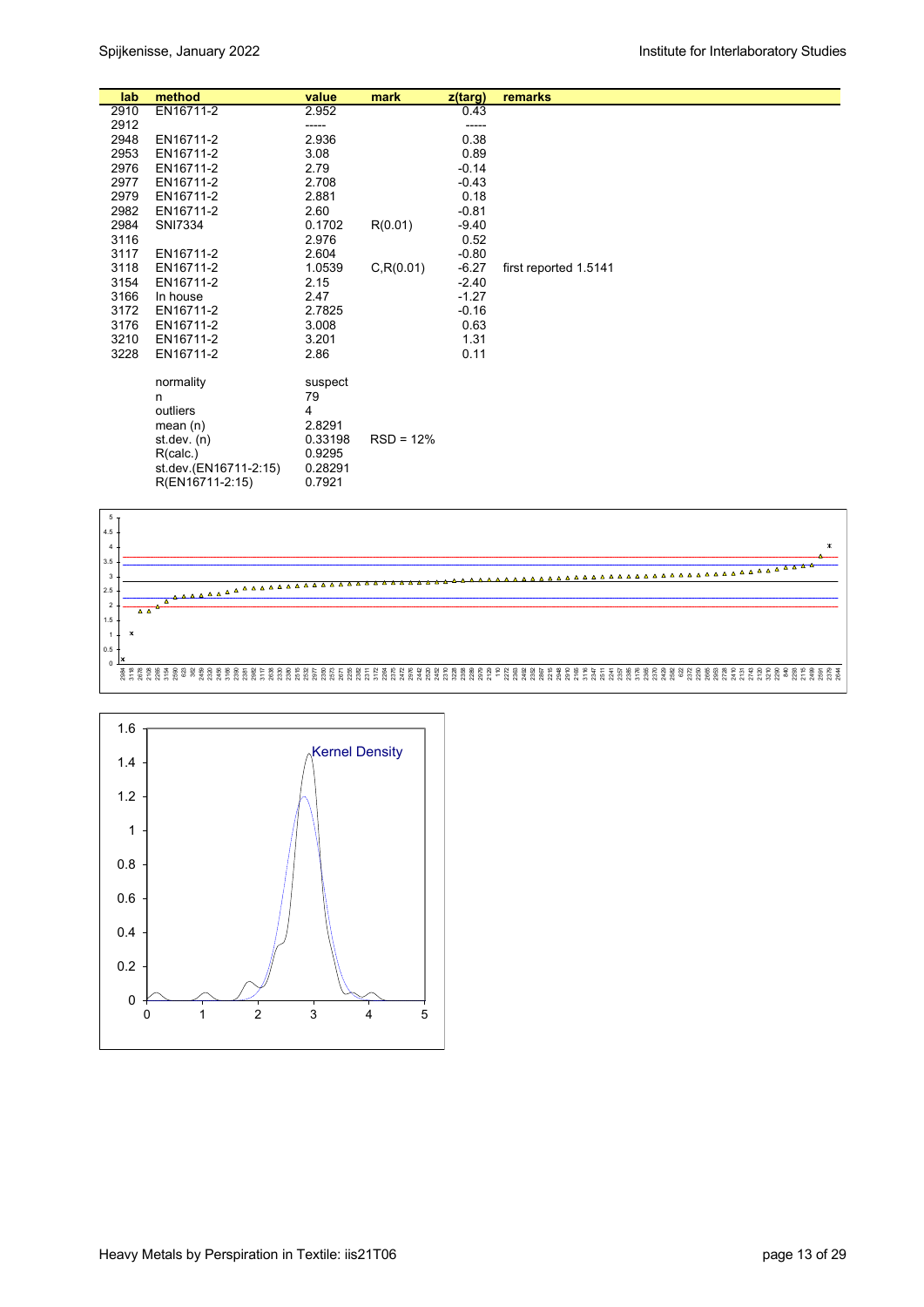| lab | method | value | mark | z(targ) | remarks |
|---|---|---|---|---|---|
| 2910 | EN16711-2 | 2.952 | | 0.43 | |
| 2912 | | ----- | | ----- | |
| 2948 | EN16711-2 | 2.936 | | 0.38 | |
| 2953 | EN16711-2 | 3.08 | | 0.89 | |
| 2976 | EN16711-2 | 2.79 | | -0.14 | |
| 2977 | EN16711-2 | 2.708 | | -0.43 | |
| 2979 | EN16711-2 | 2.881 | | 0.18 | |
| 2982 | EN16711-2 | 2.60 | | -0.81 | |
| 2984 | SNI7334 | 0.1702 | R(0.01) | -9.40 | |
| 3116 | | 2.976 | | 0.52 | |
| 3117 | EN16711-2 | 2.604 | | -0.80 | |
| 3118 | EN16711-2 | 1.0539 | C,R(0.01) | -6.27 | first reported 1.5141 |
| 3154 | EN16711-2 | 2.15 | | -2.40 | |
| 3166 | In house | 2.47 | | -1.27 | |
| 3172 | EN16711-2 | 2.7825 | | -0.16 | |
| 3176 | EN16711-2 | 3.008 | | 0.63 | |
| 3210 | EN16711-2 | 3.201 | | 1.31 | |
| 3228 | EN16711-2 | 2.86 | | 0.11 | |
| | | | | | |
| | normality | suspect | | | |
| | n | 79 | | | |
| | outliers | 4 | | | |
| | mean (n) | 2.8291 | | | |
| | st.dev. (n) | 0.33198 | RSD = 12% | | |
| | R(calc.) | 0.9295 | | | |
| | st.dev.(EN16711-2:15) | 0.28291 | | | |
| | R(EN16711-2:15) | 0.7921 | | | |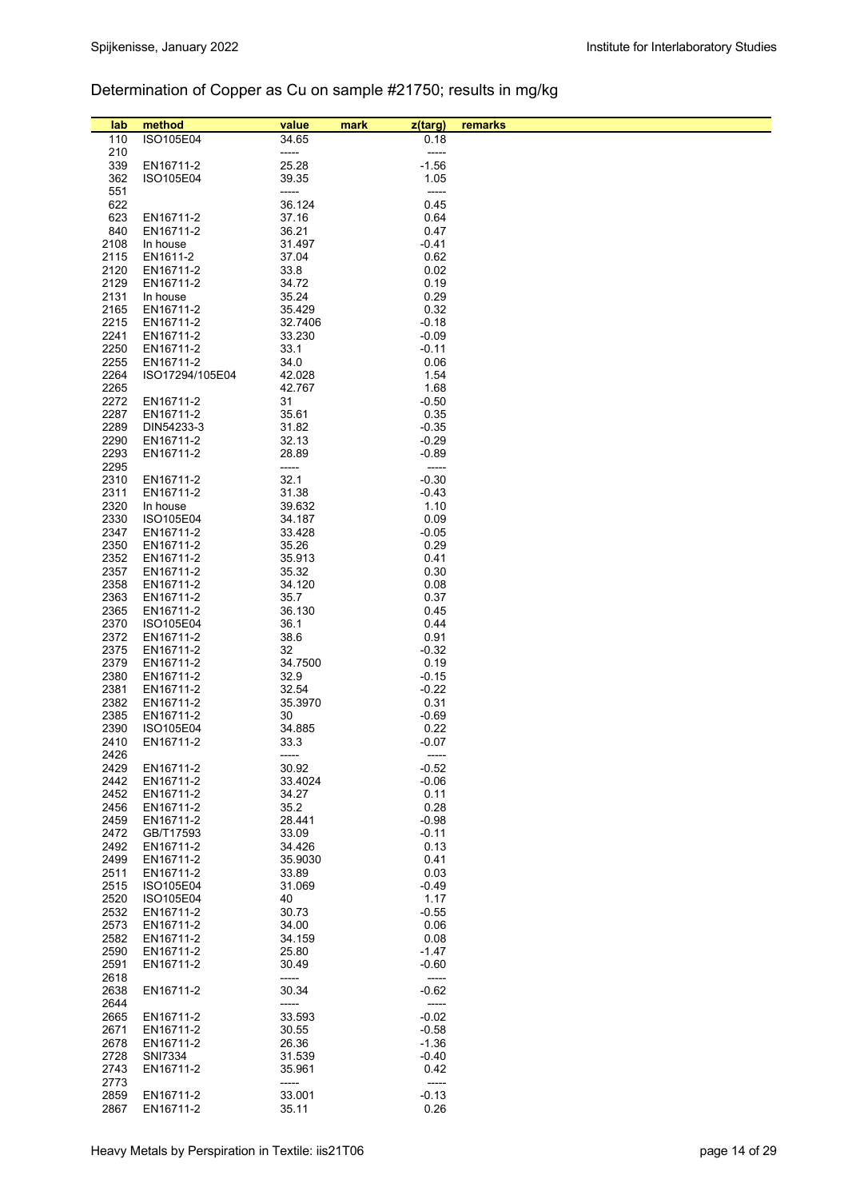## Determination of Copper as Cu on sample #21750; results in mg/kg

| lab | method | value | mark | z(targ) | remarks |
|---|---|---|---|---|---|
| 110 | ISO105E04 | 34.65 | | 0.18 | |
| 210 | | ----- | | ----- | |
| 339 | EN16711-2 | 25.28 | | -1.56 | |
| 362 | ISO105E04 | 39.35 | | 1.05 | |
| 551 | | ----- | | ----- | |
| 622 | | 36.124 | | 0.45 | |
| 623 | EN16711-2 | 37.16 | | 0.64 | |
| 840 | EN16711-2 | 36.21 | | 0.47 | |
| 2108 | In house | 31.497 | | -0.41 | |
| 2115 | EN1611-2 | 37.04 | | 0.62 | |
| 2120 | EN16711-2 | 33.8 | | 0.02 | |
| 2129 | EN16711-2 | 34.72 | | 0.19 | |
| 2131 | In house | 35.24 | | 0.29 | |
| 2165 | EN16711-2 | 35.429 | | 0.32 | |
| 2215 | EN16711-2 | 32.7406 | | -0.18 | |
| 2241 | EN16711-2 | 33.230 | | -0.09 | |
| 2250 | EN16711-2 | 33.1 | | -0.11 | |
| 2255 | EN16711-2 | 34.0 | | 0.06 | |
| 2264 | ISO17294/105E04 | 42.028 | | 1.54 | |
| 2265 | | 42.767 | | 1.68 | |
| 2272 | EN16711-2 | 31 | | -0.50 | |
| 2287 | EN16711-2 | 35.61 | | 0.35 | |
| 2289 | DIN54233-3 | 31.82 | | -0.35 | |
| 2290 | EN16711-2 | 32.13 | | -0.29 | |
| 2293 | EN16711-2 | 28.89 | | -0.89 | |
| 2295 | | ----- | | ----- | |
| 2310 | EN16711-2 | 32.1 | | -0.30 | |
| 2311 | EN16711-2 | 31.38 | | -0.43 | |
| 2320 | In house | 39.632 | | 1.10 | |
| 2330 | ISO105E04 | 34.187 | | 0.09 | |
| 2347 | EN16711-2 | 33.428 | | -0.05 | |
| 2350 | EN16711-2 | 35.26 | | 0.29 | |
| 2352 | EN16711-2 | 35.913 | | 0.41 | |
| 2357 | EN16711-2 | 35.32 | | 0.30 | |
| 2358 | EN16711-2 | 34.120 | | 0.08 | |
| 2363 | EN16711-2 | 35.7 | | 0.37 | |
| 2365 | EN16711-2 | 36.130 | | 0.45 | |
| 2370 | ISO105E04 | 36.1 | | 0.44 | |
| 2372 | EN16711-2 | 38.6 | | 0.91 | |
| 2375 | EN16711-2 | 32 | | -0.32 | |
| 2379 | EN16711-2 | 34.7500 | | 0.19 | |
| 2380 | EN16711-2 | 32.9 | | -0.15 | |
| 2381 | EN16711-2 | 32.54 | | -0.22 | |
| 2382 | EN16711-2 | 35.3970 | | 0.31 | |
| 2385 | EN16711-2 | 30 | | -0.69 | |
| 2390 | ISO105E04 | 34.885 | | 0.22 | |
| 2410 | EN16711-2 | 33.3 | | -0.07 | |
| 2426 | | ----- | | ----- | |
| 2429 | EN16711-2 | 30.92 | | -0.52 | |
| 2442 | EN16711-2 | 33.4024 | | -0.06 | |
| 2452 | EN16711-2 | 34.27 | | 0.11 | |
| 2456 | EN16711-2 | 35.2 | | 0.28 | |
| 2459 | EN16711-2 | 28.441 | | -0.98 | |
| 2472 | GB/T17593 | 33.09 | | -0.11 | |
| 2492 | EN16711-2 | 34.426 | | 0.13 | |
| 2499 | EN16711-2 | 35.9030 | | 0.41 | |
| 2511 | EN16711-2 | 33.89 | | 0.03 | |
| 2515 | ISO105E04 | 31.069 | | -0.49 | |
| 2520 | ISO105E04 | 40 | | 1.17 | |
| 2532 | EN16711-2 | 30.73 | | -0.55 | |
| 2573 | EN16711-2 | 34.00 | | 0.06 | |
| 2582 | EN16711-2 | 34.159 | | 0.08 | |
| 2590 | EN16711-2 | 25.80 | | -1.47 | |
| 2591 | EN16711-2 | 30.49 | | -0.60 | |
| 2618 | | ----- | | ----- | |
| 2638 | EN16711-2 | 30.34 | | -0.62 | |
| 2644 | | ----- | | ----- | |
| 2665 | EN16711-2 | 33.593 | | -0.02 | |
| 2671 | EN16711-2 | 30.55 | | -0.58 | |
| 2678 | EN16711-2 | 26.36 | | -1.36 | |
| 2728 | SNI7334 | 31.539 | | -0.40 | |
| 2743 | EN16711-2 | 35.961 | | 0.42 | |
| 2773 | | ----- | | ----- | |
| 2859 | EN16711-2 | 33.001 | | -0.13 | |
| 2867 | EN16711-2 | 35.11 | | 0.26 | |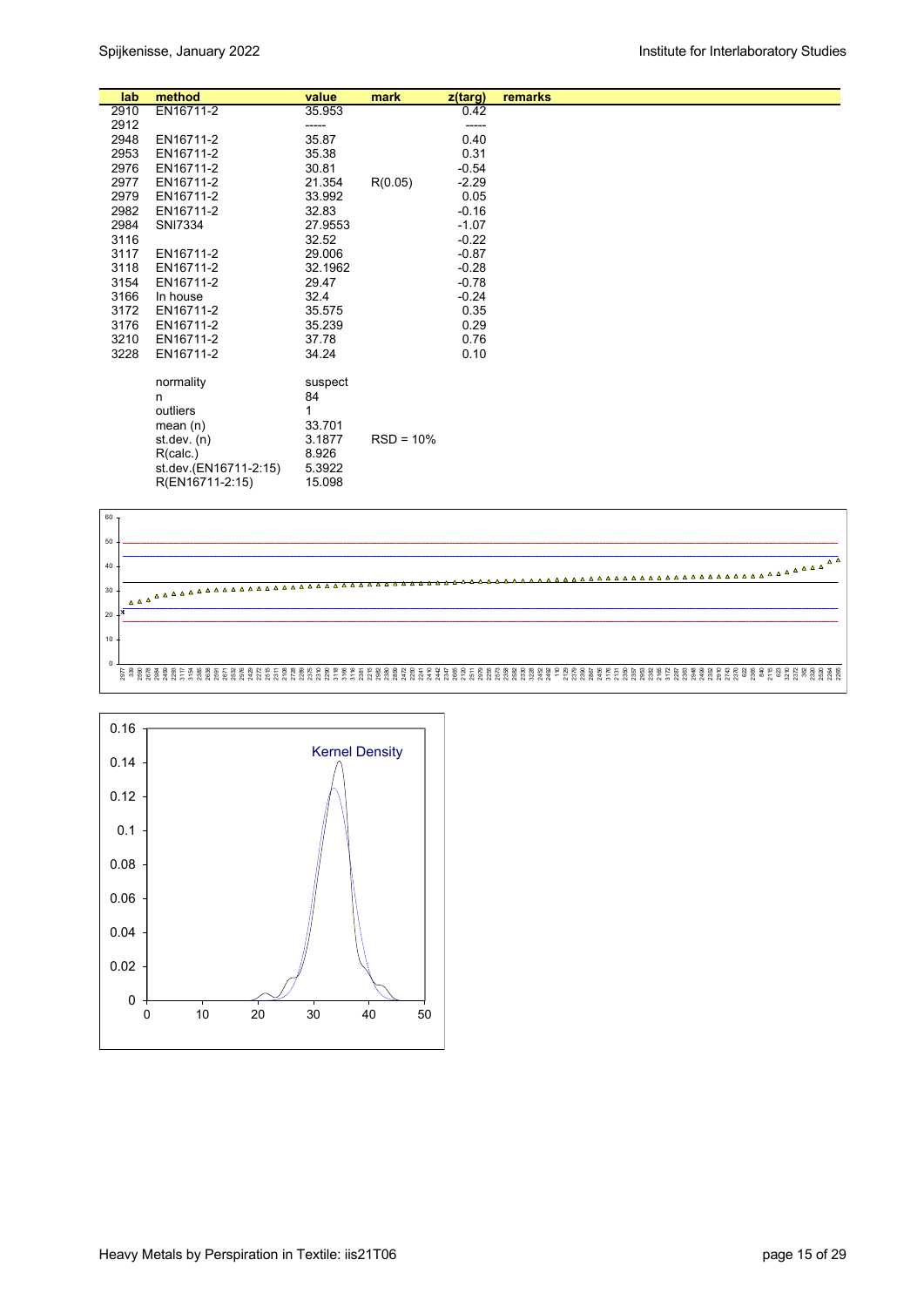| lab | method | value | mark | z(targ) | remarks |
|---|---|---|---|---|---|
| 2910 | EN16711-2 | 35.953 | | 0.42 | |
| 2912 | | ----- | | ----- | |
| 2948 | EN16711-2 | 35.87 | | 0.40 | |
| 2953 | EN16711-2 | 35.38 | | 0.31 | |
| 2976 | EN16711-2 | 30.81 | | -0.54 | |
| 2977 | EN16711-2 | 21.354 | R(0.05) | -2.29 | |
| 2979 | EN16711-2 | 33.992 | | 0.05 | |
| 2982 | EN16711-2 | 32.83 | | -0.16 | |
| 2984 | SNI7334 | 27.9553 | | -1.07 | |
| 3116 | | 32.52 | | -0.22 | |
| 3117 | EN16711-2 | 29.006 | | -0.87 | |
| 3118 | EN16711-2 | 32.1962 | | -0.28 | |
| 3154 | EN16711-2 | 29.47 | | -0.78 | |
| 3166 | In house | 32.4 | | -0.24 | |
| 3172 | EN16711-2 | 35.575 | | 0.35 | |
| 3176 | EN16711-2 | 35.239 | | 0.29 | |
| 3210 | EN16711-2 | 37.78 | | 0.76 | |
| 3228 | EN16711-2 | 34.24 | | 0.10 | |
| | normality | suspect | | | |
| | n | 84 | | | |
| | outliers | 1 | | | |
| | mean (n) | 33.701 | | | |
| | st.dev. (n) | 3.1877 | RSD = 10% | | |
| | R(calc.) | 8.926 | | | |
| | st.dev.(EN16711-2:15) | 5.3922 | | | |
| | R(EN16711-2:15) | 15.098 | | | |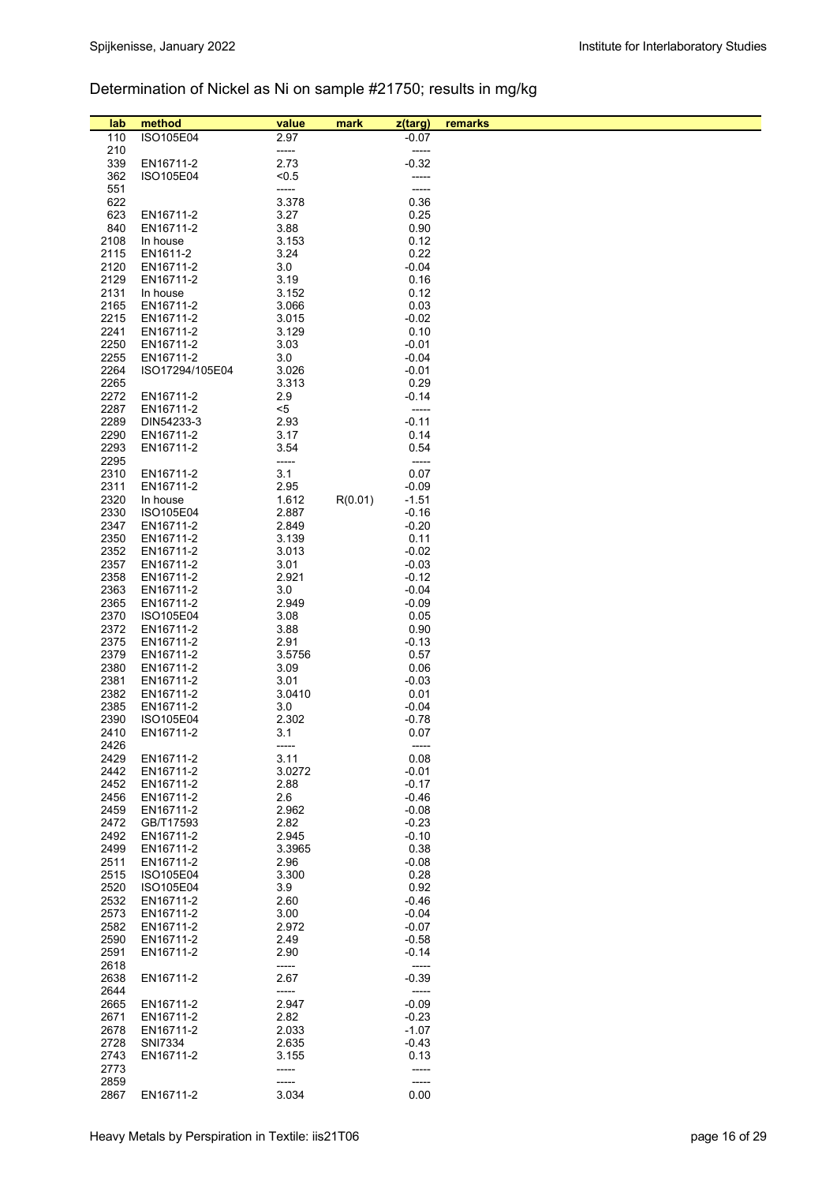## Determination of Nickel as Ni on sample #21750; results in mg/kg

| lab | method | value | mark | z(targ) | remarks |
|---|---|---|---|---|---|
| 110 | ISO105E04 | 2.97 | | -0.07 | |
| 210 | | ----- | | ----- | |
| 339 | EN16711-2 | 2.73 | | -0.32 | |
| 362 | ISO105E04 | <0.5 | | ----- | |
| 551 | | ----- | | ----- | |
| 622 | | 3.378 | | 0.36 | |
| 623 | EN16711-2 | 3.27 | | 0.25 | |
| 840 | EN16711-2 | 3.88 | | 0.90 | |
| 2108 | In house | 3.153 | | 0.12 | |
| 2115 | EN1611-2 | 3.24 | | 0.22 | |
| 2120 | EN16711-2 | 3.0 | | -0.04 | |
| 2129 | EN16711-2 | 3.19 | | 0.16 | |
| 2131 | In house | 3.152 | | 0.12 | |
| 2165 | EN16711-2 | 3.066 | | 0.03 | |
| 2215 | EN16711-2 | 3.015 | | -0.02 | |
| 2241 | EN16711-2 | 3.129 | | 0.10 | |
| 2250 | EN16711-2 | 3.03 | | -0.01 | |
| 2255 | EN16711-2 | 3.0 | | -0.04 | |
| 2264 | ISO17294/105E04 | 3.026 | | -0.01 | |
| 2265 | | 3.313 | | 0.29 | |
| 2272 | EN16711-2 | 2.9 | | -0.14 | |
| 2287 | EN16711-2 | <5 | | ----- | |
| 2289 | DIN54233-3 | 2.93 | | -0.11 | |
| 2290 | EN16711-2 | 3.17 | | 0.14 | |
| 2293 | EN16711-2 | 3.54 | | 0.54 | |
| 2295 | | ----- | | ----- | |
| 2310 | EN16711-2 | 3.1 | | 0.07 | |
| 2311 | EN16711-2 | 2.95 | | -0.09 | |
| 2320 | In house | 1.612 | R(0.01) | -1.51 | |
| 2330 | ISO105E04 | 2.887 | | -0.16 | |
| 2347 | EN16711-2 | 2.849 | | -0.20 | |
| 2350 | EN16711-2 | 3.139 | | 0.11 | |
| 2352 | EN16711-2 | 3.013 | | -0.02 | |
| 2357 | EN16711-2 | 3.01 | | -0.03 | |
| 2358 | EN16711-2 | 2.921 | | -0.12 | |
| 2363 | EN16711-2 | 3.0 | | -0.04 | |
| 2365 | EN16711-2 | 2.949 | | -0.09 | |
| 2370 | ISO105E04 | 3.08 | | 0.05 | |
| 2372 | EN16711-2 | 3.88 | | 0.90 | |
| 2375 | EN16711-2 | 2.91 | | -0.13 | |
| 2379 | EN16711-2 | 3.5756 | | 0.57 | |
| 2380 | EN16711-2 | 3.09 | | 0.06 | |
| 2381 | EN16711-2 | 3.01 | | -0.03 | |
| 2382 | EN16711-2 | 3.0410 | | 0.01 | |
| 2385 | EN16711-2 | 3.0 | | -0.04 | |
| 2390 | ISO105E04 | 2.302 | | -0.78 | |
| 2410 | EN16711-2 | 3.1 | | 0.07 | |
| 2426 | | ----- | | ----- | |
| 2429 | EN16711-2 | 3.11 | | 0.08 | |
| 2442 | EN16711-2 | 3.0272 | | -0.01 | |
| 2452 | EN16711-2 | 2.88 | | -0.17 | |
| 2456 | EN16711-2 | 2.6 | | -0.46 | |
| 2459 | EN16711-2 | 2.962 | | -0.08 | |
| 2472 | GB/T17593 | 2.82 | | -0.23 | |
| 2492 | EN16711-2 | 2.945 | | -0.10 | |
| 2499 | EN16711-2 | 3.3965 | | 0.38 | |
| 2511 | EN16711-2 | 2.96 | | -0.08 | |
| 2515 | ISO105E04 | 3.300 | | 0.28 | |
| 2520 | ISO105E04 | 3.9 | | 0.92 | |
| 2532 | EN16711-2 | 2.60 | | -0.46 | |
| 2573 | EN16711-2 | 3.00 | | -0.04 | |
| 2582 | EN16711-2 | 2.972 | | -0.07 | |
| 2590 | EN16711-2 | 2.49 | | -0.58 | |
| 2591 | EN16711-2 | 2.90 | | -0.14 | |
| 2618 | | ----- | | ----- | |
| 2638 | EN16711-2 | 2.67 | | -0.39 | |
| 2644 | | ----- | | ----- | |
| 2665 | EN16711-2 | 2.947 | | -0.09 | |
| 2671 | EN16711-2 | 2.82 | | -0.23 | |
| 2678 | EN16711-2 | 2.033 | | -1.07 | |
| 2728 | SNI7334 | 2.635 | | -0.43 | |
| 2743 | EN16711-2 | 3.155 | | 0.13 | |
| 2773 | | ----- | | ----- | |
| 2859 | | ----- | | ----- | |
| 2867 | EN16711-2 | 3.034 | | 0.00 | |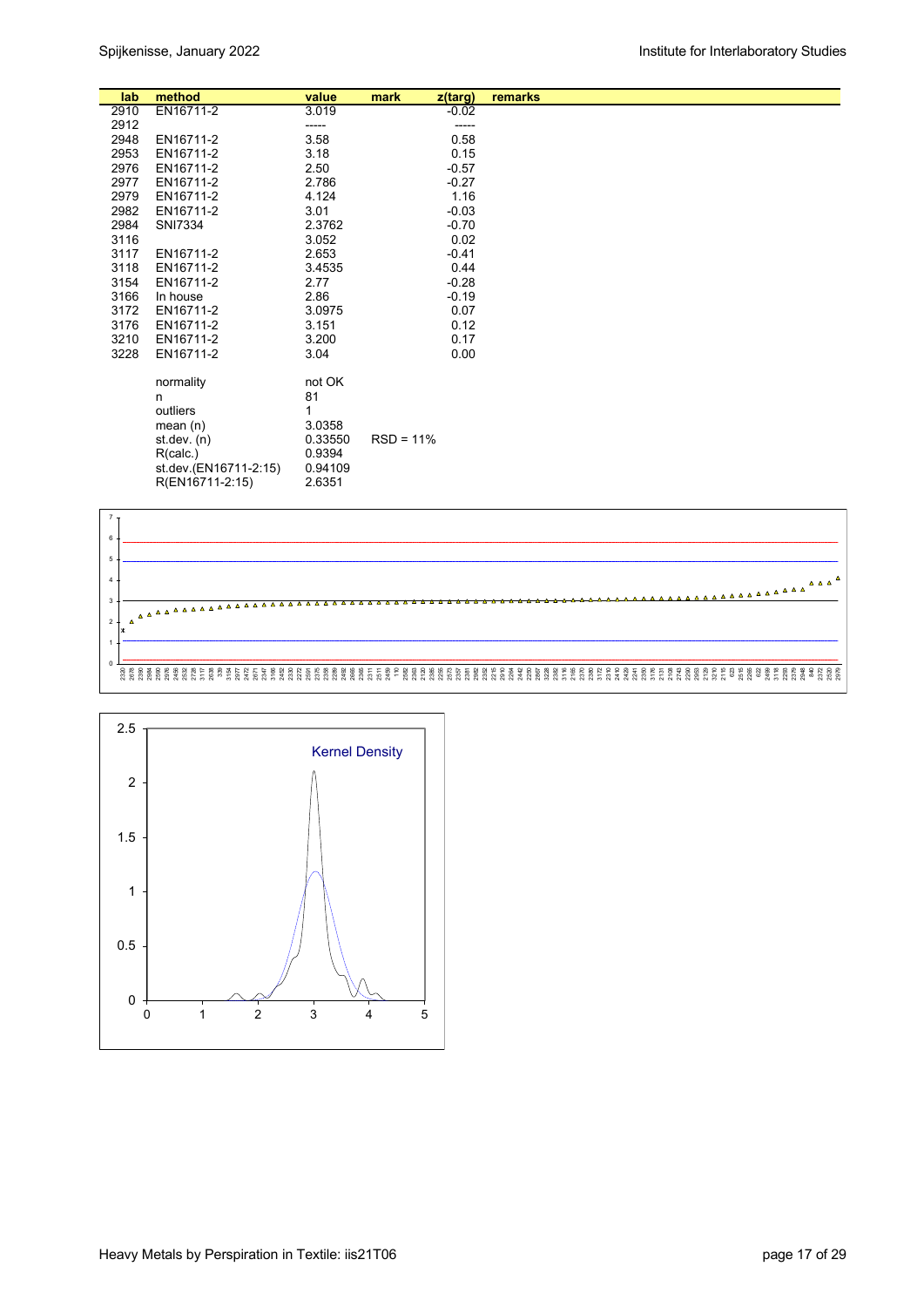| lab | method | value | mark | z(targ) | remarks |
|---|---|---|---|---|---|
| 2910 | EN16711-2 | 3.019 | | -0.02 | |
| 2912 | | ----- | | ----- | |
| 2948 | EN16711-2 | 3.58 | | 0.58 | |
| 2953 | EN16711-2 | 3.18 | | 0.15 | |
| 2976 | EN16711-2 | 2.50 | | -0.57 | |
| 2977 | EN16711-2 | 2.786 | | -0.27 | |
| 2979 | EN16711-2 | 4.124 | | 1.16 | |
| 2982 | EN16711-2 | 3.01 | | -0.03 | |
| 2984 | SNI7334 | 2.3762 | | -0.70 | |
| 3116 | | 3.052 | | 0.02 | |
| 3117 | EN16711-2 | 2.653 | | -0.41 | |
| 3118 | EN16711-2 | 3.4535 | | 0.44 | |
| 3154 | EN16711-2 | 2.77 | | -0.28 | |
| 3166 | In house | 2.86 | | -0.19 | |
| 3172 | EN16711-2 | 3.0975 | | 0.07 | |
| 3176 | EN16711-2 | 3.151 | | 0.12 | |
| 3210 | EN16711-2 | 3.200 | | 0.17 | |
| 3228 | EN16711-2 | 3.04 | | 0.00 | |
| | normality | not OK | | | |
| | n | 81 | | | |
| | outliers | 1 | | | |
| | mean (n) | 3.0358 | | | |
| | st.dev. (n) | 0.33550 | RSD = 11% | | |
| | R(calc.) | 0.9394 | | | |
| | st.dev.(EN16711-2:15) | 0.94109 | | | |
| | R(EN16711-2:15) | 2.6351 | | | |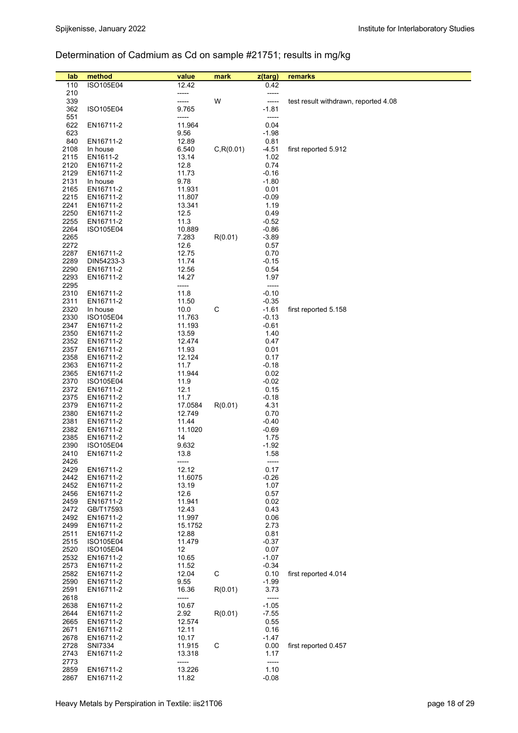## Determination of Cadmium as Cd on sample #21751; results in mg/kg

| lab | method | value | mark | z(targ) | remarks |
|---|---|---|---|---|---|
| 110 | ISO105E04 | 12.42 | | 0.42 | |
| 210 | | ----- | | ----- | |
| 339 | | ----- | W | ----- | test result withdrawn, reported 4.08 |
| 362 | ISO105E04 | 9.765 | | -1.81 | |
| 551 | | ----- | | ----- | |
| 622 | EN16711-2 | 11.964 | | 0.04 | |
| 623 | | 9.56 | | -1.98 | |
| 840 | EN16711-2 | 12.89 | | 0.81 | |
| 2108 | In house | 6.540 | C,R(0.01) | -4.51 | first reported 5.912 |
| 2115 | EN1611-2 | 13.14 | | 1.02 | |
| 2120 | EN16711-2 | 12.8 | | 0.74 | |
| 2129 | EN16711-2 | 11.73 | | -0.16 | |
| 2131 | In house | 9.78 | | -1.80 | |
| 2165 | EN16711-2 | 11.931 | | 0.01 | |
| 2215 | EN16711-2 | 11.807 | | -0.09 | |
| 2241 | EN16711-2 | 13.341 | | 1.19 | |
| 2250 | EN16711-2 | 12.5 | | 0.49 | |
| 2255 | EN16711-2 | 11.3 | | -0.52 | |
| 2264 | ISO105E04 | 10.889 | | -0.86 | |
| 2265 | | 7.283 | R(0.01) | -3.89 | |
| 2272 | | 12.6 | | 0.57 | |
| 2287 | EN16711-2 | 12.75 | | 0.70 | |
| 2289 | DIN54233-3 | 11.74 | | -0.15 | |
| 2290 | EN16711-2 | 12.56 | | 0.54 | |
| 2293 | EN16711-2 | 14.27 | | 1.97 | |
| 2295 | | ----- | | ----- | |
| 2310 | EN16711-2 | 11.8 | | -0.10 | |
| 2311 | EN16711-2 | 11.50 | | -0.35 | |
| 2320 | In house | 10.0 | C | -1.61 | first reported 5.158 |
| 2330 | ISO105E04 | 11.763 | | -0.13 | |
| 2347 | EN16711-2 | 11.193 | | -0.61 | |
| 2350 | EN16711-2 | 13.59 | | 1.40 | |
| 2352 | EN16711-2 | 12.474 | | 0.47 | |
| 2357 | EN16711-2 | 11.93 | | 0.01 | |
| 2358 | EN16711-2 | 12.124 | | 0.17 | |
| 2363 | EN16711-2 | 11.7 | | -0.18 | |
| 2365 | EN16711-2 | 11.944 | | 0.02 | |
| 2370 | ISO105E04 | 11.9 | | -0.02 | |
| 2372 | EN16711-2 | 12.1 | | 0.15 | |
| 2375 | EN16711-2 | 11.7 | | -0.18 | |
| 2379 | EN16711-2 | 17.0584 | R(0.01) | 4.31 | |
| 2380 | EN16711-2 | 12.749 | | 0.70 | |
| 2381 | EN16711-2 | 11.44 | | -0.40 | |
| 2382 | EN16711-2 | 11.1020 | | -0.69 | |
| 2385 | EN16711-2 | 14 | | 1.75 | |
| 2390 | ISO105E04 | 9.632 | | -1.92 | |
| 2410 | EN16711-2 | 13.8 | | 1.58 | |
| 2426 | | ----- | | ----- | |
| 2429 | EN16711-2 | 12.12 | | 0.17 | |
| 2442 | EN16711-2 | 11.6075 | | -0.26 | |
| 2452 | EN16711-2 | 13.19 | | 1.07 | |
| 2456 | EN16711-2 | 12.6 | | 0.57 | |
| 2459 | EN16711-2 | 11.941 | | 0.02 | |
| 2472 | GB/T17593 | 12.43 | | 0.43 | |
| 2492 | EN16711-2 | 11.997 | | 0.06 | |
| 2499 | EN16711-2 | 15.1752 | | 2.73 | |
| 2511 | EN16711-2 | 12.88 | | 0.81 | |
| 2515 | ISO105E04 | 11.479 | | -0.37 | |
| 2520 | ISO105E04 | 12 | | 0.07 | |
| 2532 | EN16711-2 | 10.65 | | -1.07 | |
| 2573 | EN16711-2 | 11.52 | | -0.34 | |
| 2582 | EN16711-2 | 12.04 | C | 0.10 | first reported 4.014 |
| 2590 | EN16711-2 | 9.55 | | -1.99 | |
| 2591 | EN16711-2 | 16.36 | R(0.01) | 3.73 | |
| 2618 | | ----- | | ----- | |
| 2638 | EN16711-2 | 10.67 | | -1.05 | |
| 2644 | EN16711-2 | 2.92 | R(0.01) | -7.55 | |
| 2665 | EN16711-2 | 12.574 | | 0.55 | |
| 2671 | EN16711-2 | 12.11 | | 0.16 | |
| 2678 | EN16711-2 | 10.17 | | -1.47 | |
| 2728 | SNI7334 | 11.915 | C | 0.00 | first reported 0.457 |
| 2743 | EN16711-2 | 13.318 | | 1.17 | |
| 2773 | | ----- | | ----- | |
| 2859 | EN16711-2 | 13.226 | | 1.10 | |
| 2867 | EN16711-2 | 11.82 | | -0.08 | |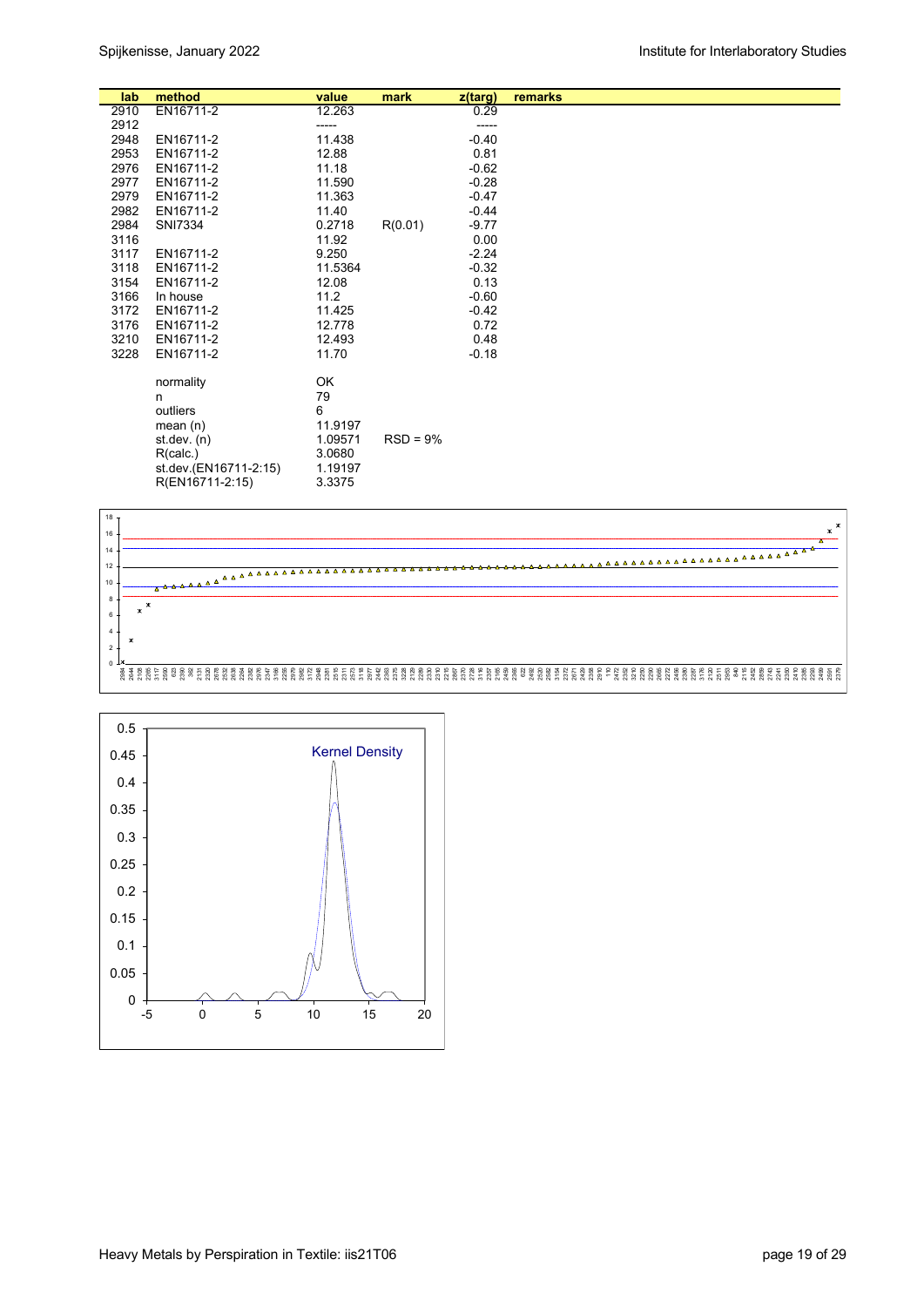| lab | method | value | mark | z(targ) | remarks |
|---|---|---|---|---|---|
| 2910 | EN16711-2 | 12.263 | | 0.29 | |
| 2912 | | ----- | | ----- | |
| 2948 | EN16711-2 | 11.438 | | -0.40 | |
| 2953 | EN16711-2 | 12.88 | | 0.81 | |
| 2976 | EN16711-2 | 11.18 | | -0.62 | |
| 2977 | EN16711-2 | 11.590 | | -0.28 | |
| 2979 | EN16711-2 | 11.363 | | -0.47 | |
| 2982 | EN16711-2 | 11.40 | | -0.44 | |
| 2984 | SNI7334 | 0.2718 | R(0.01) | -9.77 | |
| 3116 | | 11.92 | | 0.00 | |
| 3117 | EN16711-2 | 9.250 | | -2.24 | |
| 3118 | EN16711-2 | 11.5364 | | -0.32 | |
| 3154 | EN16711-2 | 12.08 | | 0.13 | |
| 3166 | In house | 11.2 | | -0.60 | |
| 3172 | EN16711-2 | 11.425 | | -0.42 | |
| 3176 | EN16711-2 | 12.778 | | 0.72 | |
| 3210 | EN16711-2 | 12.493 | | 0.48 | |
| 3228 | EN16711-2 | 11.70 | | -0.18 | |

| | | |
|---|---|---|
| normality | OK | |
| n | 79 | |
| outliers | 6 | |
| mean (n) | 11.9197 | |
| st.dev. (n) | 1.09571 | RSD = 9% |
| R(calc.) | 3.0680 | |
| st.dev.(EN16711-2:15) | 1.19197 | |
| R(EN16711-2:15) | 3.3375 | |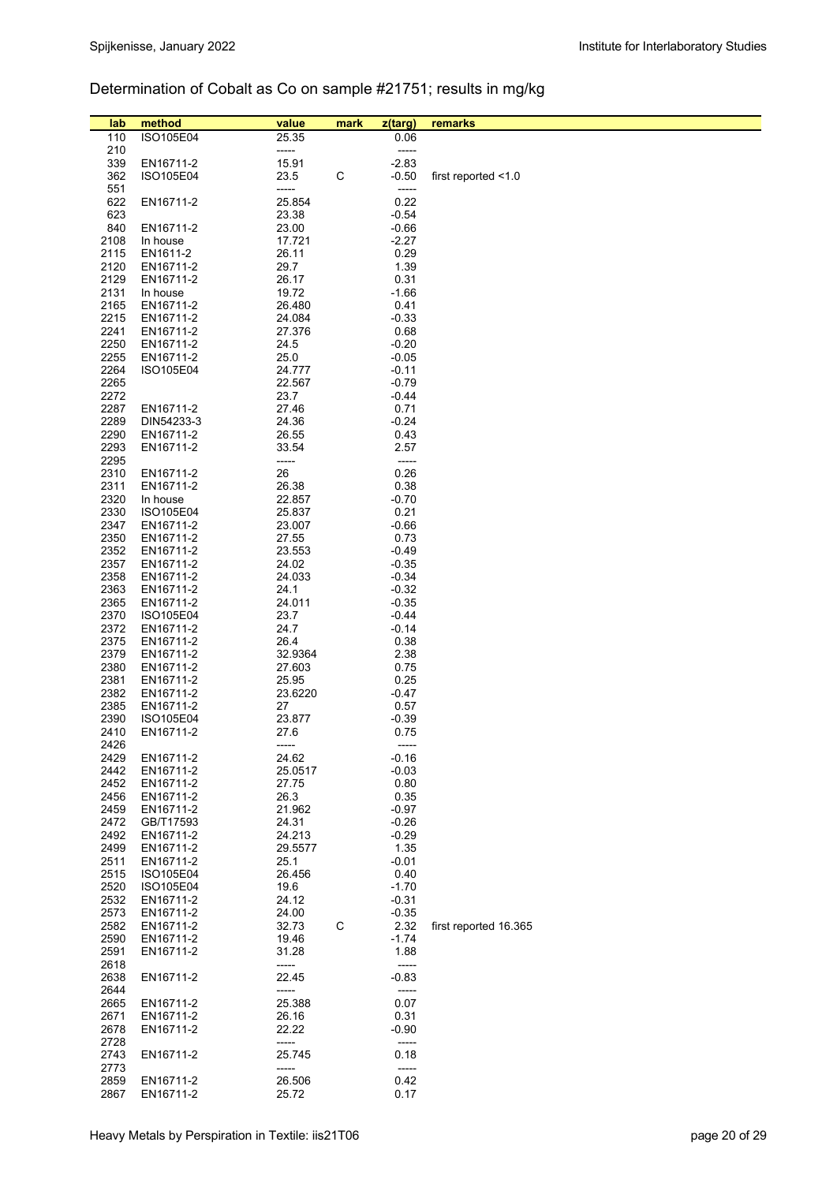## Determination of Cobalt as Co on sample #21751; results in mg/kg

| lab | method | value | mark | z(targ) | remarks |
|---|---|---|---|---|---|
| 110 | ISO105E04 | 25.35 | | 0.06 | |
| 210 | | ----- | | ----- | |
| 339 | EN16711-2 | 15.91 | | -2.83 | |
| 362 | ISO105E04 | 23.5 | C | -0.50 | first reported <1.0 |
| 551 | | ----- | | ----- | |
| 622 | EN16711-2 | 25.854 | | 0.22 | |
| 623 | | 23.38 | | -0.54 | |
| 840 | EN16711-2 | 23.00 | | -0.66 | |
| 2108 | In house | 17.721 | | -2.27 | |
| 2115 | EN1611-2 | 26.11 | | 0.29 | |
| 2120 | EN16711-2 | 29.7 | | 1.39 | |
| 2129 | EN16711-2 | 26.17 | | 0.31 | |
| 2131 | In house | 19.72 | | -1.66 | |
| 2165 | EN16711-2 | 26.480 | | 0.41 | |
| 2215 | EN16711-2 | 24.084 | | -0.33 | |
| 2241 | EN16711-2 | 27.376 | | 0.68 | |
| 2250 | EN16711-2 | 24.5 | | -0.20 | |
| 2255 | EN16711-2 | 25.0 | | -0.05 | |
| 2264 | ISO105E04 | 24.777 | | -0.11 | |
| 2265 | | 22.567 | | -0.79 | |
| 2272 | | 23.7 | | -0.44 | |
| 2287 | EN16711-2 | 27.46 | | 0.71 | |
| 2289 | DIN54233-3 | 24.36 | | -0.24 | |
| 2290 | EN16711-2 | 26.55 | | 0.43 | |
| 2293 | EN16711-2 | 33.54 | | 2.57 | |
| 2295 | | ----- | | ----- | |
| 2310 | EN16711-2 | 26 | | 0.26 | |
| 2311 | EN16711-2 | 26.38 | | 0.38 | |
| 2320 | In house | 22.857 | | -0.70 | |
| 2330 | ISO105E04 | 25.837 | | 0.21 | |
| 2347 | EN16711-2 | 23.007 | | -0.66 | |
| 2350 | EN16711-2 | 27.55 | | 0.73 | |
| 2352 | EN16711-2 | 23.553 | | -0.49 | |
| 2357 | EN16711-2 | 24.02 | | -0.35 | |
| 2358 | EN16711-2 | 24.033 | | -0.34 | |
| 2363 | EN16711-2 | 24.1 | | -0.32 | |
| 2365 | EN16711-2 | 24.011 | | -0.35 | |
| 2370 | ISO105E04 | 23.7 | | -0.44 | |
| 2372 | EN16711-2 | 24.7 | | -0.14 | |
| 2375 | EN16711-2 | 26.4 | | 0.38 | |
| 2379 | EN16711-2 | 32.9364 | | 2.38 | |
| 2380 | EN16711-2 | 27.603 | | 0.75 | |
| 2381 | EN16711-2 | 25.95 | | 0.25 | |
| 2382 | EN16711-2 | 23.6220 | | -0.47 | |
| 2385 | EN16711-2 | 27 | | 0.57 | |
| 2390 | ISO105E04 | 23.877 | | -0.39 | |
| 2410 | EN16711-2 | 27.6 | | 0.75 | |
| 2426 | | ----- | | ----- | |
| 2429 | EN16711-2 | 24.62 | | -0.16 | |
| 2442 | EN16711-2 | 25.0517 | | -0.03 | |
| 2452 | EN16711-2 | 27.75 | | 0.80 | |
| 2456 | EN16711-2 | 26.3 | | 0.35 | |
| 2459 | EN16711-2 | 21.962 | | -0.97 | |
| 2472 | GB/T17593 | 24.31 | | -0.26 | |
| 2492 | EN16711-2 | 24.213 | | -0.29 | |
| 2499 | EN16711-2 | 29.5577 | | 1.35 | |
| 2511 | EN16711-2 | 25.1 | | -0.01 | |
| 2515 | ISO105E04 | 26.456 | | 0.40 | |
| 2520 | ISO105E04 | 19.6 | | -1.70 | |
| 2532 | EN16711-2 | 24.12 | | -0.31 | |
| 2573 | EN16711-2 | 24.00 | | -0.35 | |
| 2582 | EN16711-2 | 32.73 | C | 2.32 | first reported 16.365 |
| 2590 | EN16711-2 | 19.46 | | -1.74 | |
| 2591 | EN16711-2 | 31.28 | | 1.88 | |
| 2618 | | ----- | | ----- | |
| 2638 | EN16711-2 | 22.45 | | -0.83 | |
| 2644 | | ----- | | ----- | |
| 2665 | EN16711-2 | 25.388 | | 0.07 | |
| 2671 | EN16711-2 | 26.16 | | 0.31 | |
| 2678 | EN16711-2 | 22.22 | | -0.90 | |
| 2728 | | ----- | | ----- | |
| 2743 | EN16711-2 | 25.745 | | 0.18 | |
| 2773 | | ----- | | ----- | |
| 2859 | EN16711-2 | 26.506 | | 0.42 | |
| 2867 | EN16711-2 | 25.72 | | 0.17 | |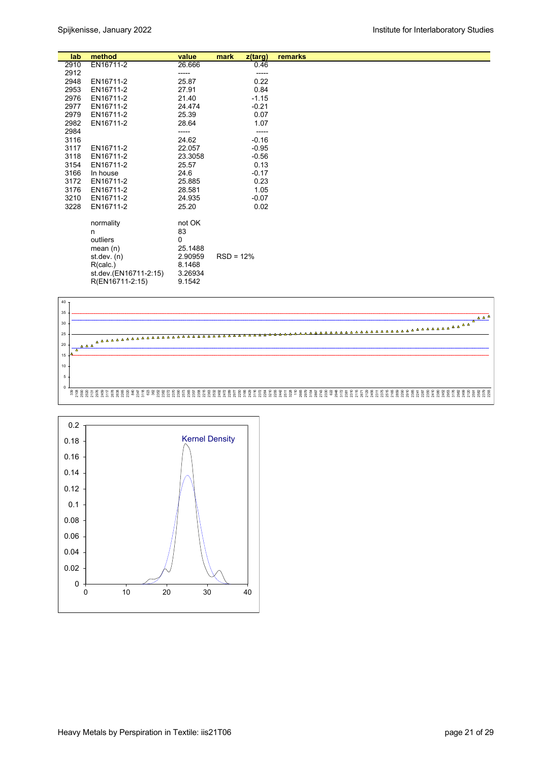| lab | method | value | mark | z(targ) | remarks |
|---|---|---|---|---|---|
| 2910 | EN16711-2 | 26.666 | | 0.46 | |
| 2912 | | ----- | | ----- | |
| 2948 | EN16711-2 | 25.87 | | 0.22 | |
| 2953 | EN16711-2 | 27.91 | | 0.84 | |
| 2976 | EN16711-2 | 21.40 | | -1.15 | |
| 2977 | EN16711-2 | 24.474 | | -0.21 | |
| 2979 | EN16711-2 | 25.39 | | 0.07 | |
| 2982 | EN16711-2 | 28.64 | | 1.07 | |
| 2984 | | ----- | | ----- | |
| 3116 | | 24.62 | | -0.16 | |
| 3117 | EN16711-2 | 22.057 | | -0.95 | |
| 3118 | EN16711-2 | 23.3058 | | -0.56 | |
| 3154 | EN16711-2 | 25.57 | | 0.13 | |
| 3166 | In house | 24.6 | | -0.17 | |
| 3172 | EN16711-2 | 25.885 | | 0.23 | |
| 3176 | EN16711-2 | 28.581 | | 1.05 | |
| 3210 | EN16711-2 | 24.935 | | -0.07 | |
| 3228 | EN16711-2 | 25.20 | | 0.02 | |
| | normality | not OK | | | |
| | n | 83 | | | |
| | outliers | 0 | | | |
| | mean (n) | 25.1488 | | | |
| | st.dev. (n) | 2.90959 | RSD = 12% | | |
| | R(calc.) | 8.1468 | | | |
| | st.dev.(EN16711-2:15) | 3.26934 | | | |
| | R(EN16711-2:15) | 9.1542 | | | |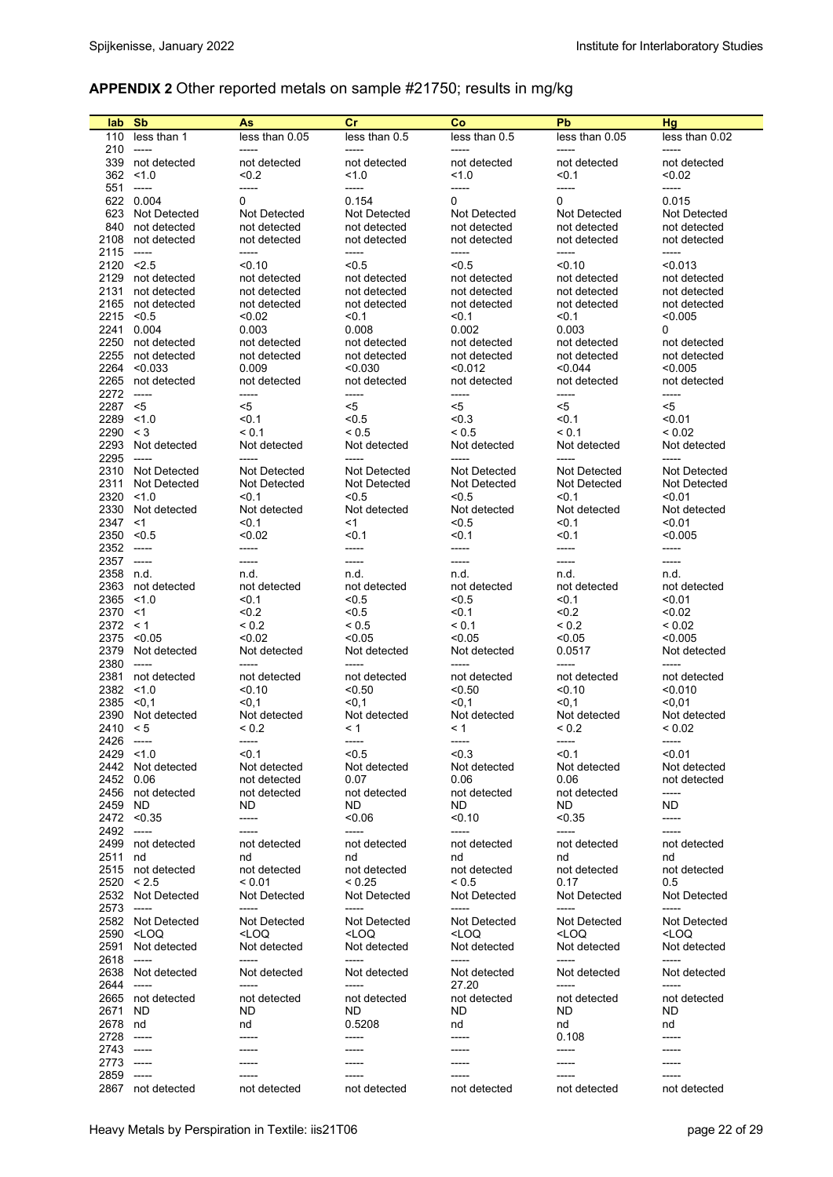## APPENDIX 2 Other reported metals on sample #21750; results in mg/kg

| lab | Sb | As | Cr | Co | Pb | Hg |
|---|---|---|---|---|---|---|
| 110 | less than 1 | less than 0.05 | less than 0.5 | less than 0.5 | less than 0.05 | less than 0.02 |
| 210 | ----- | ----- | ----- | ----- | ----- | ----- |
| 339 | not detected | not detected | not detected | not detected | not detected | not detected |
| 362 | <1.0 | <0.2 | <1.0 | <1.0 | <0.1 | <0.02 |
| 551 | ----- | ----- | ----- | ----- | ----- | ----- |
| 622 | 0.004 | 0 | 0.154 | 0 | 0 | 0.015 |
| 623 | Not Detected | Not Detected | Not Detected | Not Detected | Not Detected | Not Detected |
| 840 | not detected | not detected | not detected | not detected | not detected | not detected |
| 2108 | not detected | not detected | not detected | not detected | not detected | not detected |
| 2115 | ----- | ----- | ----- | ----- | ----- | ----- |
| 2120 | <2.5 | <0.10 | <0.5 | <0.5 | <0.10 | <0.013 |
| 2129 | not detected | not detected | not detected | not detected | not detected | not detected |
| 2131 | not detected | not detected | not detected | not detected | not detected | not detected |
| 2165 | not detected | not detected | not detected | not detected | not detected | not detected |
| 2215 | <0.5 | <0.02 | <0.1 | <0.1 | <0.1 | <0.005 |
| 2241 | 0.004 | 0.003 | 0.008 | 0.002 | 0.003 | 0 |
| 2250 | not detected | not detected | not detected | not detected | not detected | not detected |
| 2255 | not detected | not detected | not detected | not detected | not detected | not detected |
| 2264 | <0.033 | 0.009 | <0.030 | <0.012 | <0.044 | <0.005 |
| 2265 | not detected | not detected | not detected | not detected | not detected | not detected |
| 2272 | ----- | ----- | ----- | ----- | ----- | ----- |
| 2287 | <5 | <5 | <5 | <5 | <5 | <5 |
| 2289 | <1.0 | <0.1 | <0.5 | <0.3 | <0.1 | <0.01 |
| 2290 | < 3 | < 0.1 | < 0.5 | < 0.5 | < 0.1 | < 0.02 |
| 2293 | Not detected | Not detected | Not detected | Not detected | Not detected | Not detected |
| 2295 | ----- | ----- | ----- | ----- | ----- | ----- |
| 2310 | Not Detected | Not Detected | Not Detected | Not Detected | Not Detected | Not Detected |
| 2311 | Not Detected | Not Detected | Not Detected | Not Detected | Not Detected | Not Detected |
| 2320 | <1.0 | <0.1 | <0.5 | <0.5 | <0.1 | <0.01 |
| 2330 | Not detected | Not detected | Not detected | Not detected | Not detected | Not detected |
| 2347 | <1 | <0.1 | <1 | <0.5 | <0.1 | <0.01 |
| 2350 | <0.5 | <0.02 | <0.1 | <0.1 | <0.1 | <0.005 |
| 2352 | ----- | ----- | ----- | ----- | ----- | ----- |
| 2357 | ----- | ----- | ----- | ----- | ----- | ----- |
| 2358 | n.d. | n.d. | n.d. | n.d. | n.d. | n.d. |
| 2363 | not detected | not detected | not detected | not detected | not detected | not detected |
| 2365 | <1.0 | <0.1 | <0.5 | <0.5 | <0.1 | <0.01 |
| 2370 | <1 | <0.2 | <0.5 | <0.1 | <0.2 | <0.02 |
| 2372 | < 1 | < 0.2 | < 0.5 | < 0.1 | < 0.2 | < 0.02 |
| 2375 | <0.05 | <0.02 | <0.05 | <0.05 | <0.05 | <0.005 |
| 2379 | Not detected | Not detected | Not detected | Not detected | 0.0517 | Not detected |
| 2380 | ----- | ----- | ----- | ----- | ----- | ----- |
| 2381 | not detected | not detected | not detected | not detected | not detected | not detected |
| 2382 | <1.0 | <0.10 | <0.50 | <0.50 | <0.10 | <0.010 |
| 2385 | <0,1 | <0,1 | <0,1 | <0,1 | <0,1 | <0,01 |
| 2390 | Not detected | Not detected | Not detected | Not detected | Not detected | Not detected |
| 2410 | < 5 | < 0.2 | < 1 | < 1 | < 0.2 | < 0.02 |
| 2426 | ----- | ----- | ----- | ----- | ----- | ----- |
| 2429 | <1.0 | <0.1 | <0.5 | <0.3 | <0.1 | <0.01 |
| 2442 | Not detected | Not detected | Not detected | Not detected | Not detected | Not detected |
| 2452 | 0.06 | not detected | 0.07 | 0.06 | 0.06 | not detected |
| 2456 | not detected | not detected | not detected | not detected | not detected | ----- |
| 2459 | ND | ND | ND | ND | ND | ND |
| 2472 | <0.35 | ----- | <0.06 | <0.10 | <0.35 | ----- |
| 2492 | ----- | ----- | ----- | ----- | ----- | ----- |
| 2499 | not detected | not detected | not detected | not detected | not detected | not detected |
| 2511 | nd | nd | nd | nd | nd | nd |
| 2515 | not detected | not detected | not detected | not detected | not detected | not detected |
| 2520 | < 2.5 | < 0.01 | < 0.25 | < 0.5 | 0.17 | 0.5 |
| 2532 | Not Detected | Not Detected | Not Detected | Not Detected | Not Detected | Not Detected |
| 2573 | ----- | ----- | ----- | ----- | ----- | ----- |
| 2582 | Not Detected | Not Detected | Not Detected | Not Detected | Not Detected | Not Detected |
| 2590 | <LOQ | <LOQ | <LOQ | <LOQ | <LOQ | <LOQ |
| 2591 | Not detected | Not detected | Not detected | Not detected | Not detected | Not detected |
| 2618 | ----- | ----- | ----- | ----- | ----- | ----- |
| 2638 | Not detected | Not detected | Not detected | Not detected | Not detected | Not detected |
| 2644 | ----- | ----- | ----- | 27.20 | ----- | ----- |
| 2665 | not detected | not detected | not detected | not detected | not detected | not detected |
| 2671 | ND | ND | ND | ND | ND | ND |
| 2678 | nd | nd | 0.5208 | nd | nd | nd |
| 2728 | ----- | ----- | ----- | ----- | 0.108 | ----- |
| 2743 | ----- | ----- | ----- | ----- | ----- | ----- |
| 2773 | ----- | ----- | ----- | ----- | ----- | ----- |
| 2859 | ----- | ----- | ----- | ----- | ----- | ----- |
| 2867 | not detected | not detected | not detected | not detected | not detected | not detected |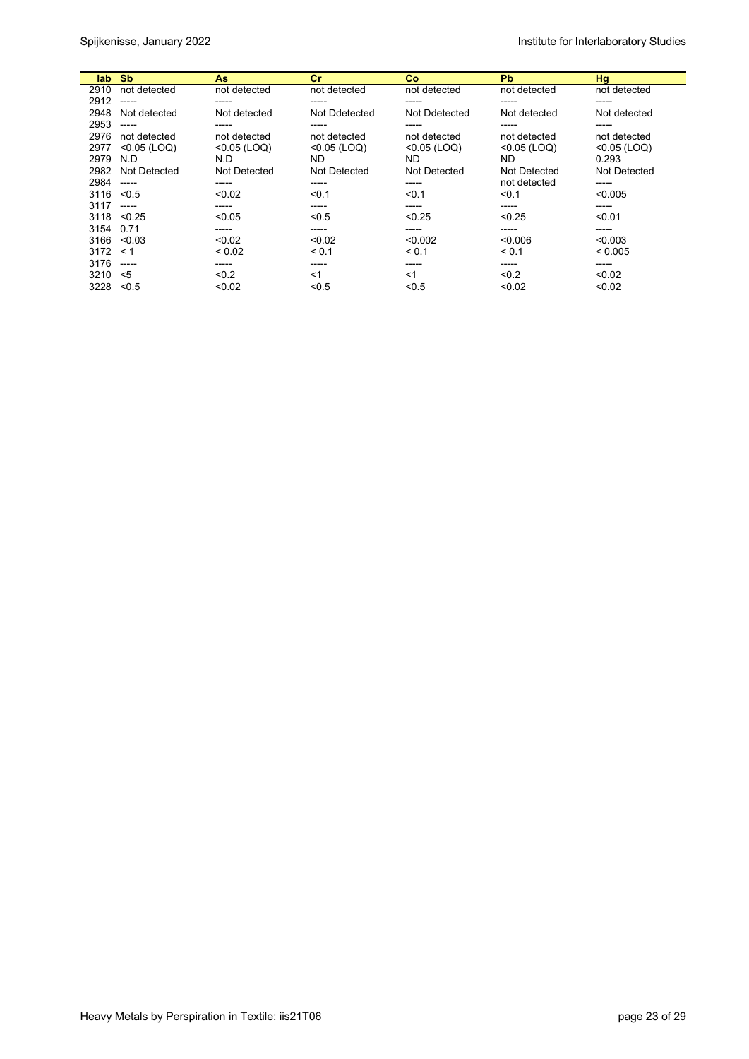| lab | Sb | As | Cr | Co | Pb | Hg |
|---|---|---|---|---|---|---|
| 2910 | not detected | not detected | not detected | not detected | not detected | not detected |
| 2912 | ----- | ----- | ----- | ----- | ----- | ----- |
| 2948 | Not detected | Not detected | Not Ddetected | Not Ddetected | Not detected | Not detected |
| 2953 | ----- | ----- | ----- | ----- | ----- | ----- |
| 2976 | not detected | not detected | not detected | not detected | not detected | not detected |
| 2977 | <0.05 (LOQ) | <0.05 (LOQ) | <0.05 (LOQ) | <0.05 (LOQ) | <0.05 (LOQ) | <0.05 (LOQ) |
| 2979 | N.D | N.D | ND | ND | ND | 0.293 |
| 2982 | Not Detected | Not Detected | Not Detected | Not Detected | Not Detected | Not Detected |
| 2984 | ----- | ----- | ----- | ----- | not detected | ----- |
| 3116 | <0.5 | <0.02 | <0.1 | <0.1 | <0.1 | <0.005 |
| 3117 | ----- | ----- | ----- | ----- | ----- | ----- |
| 3118 | <0.25 | <0.05 | <0.5 | <0.25 | <0.25 | <0.01 |
| 3154 | 0.71 | ----- | ----- | ----- | ----- | ----- |
| 3166 | <0.03 | <0.02 | <0.02 | <0.002 | <0.006 | <0.003 |
| 3172 | < 1 | < 0.02 | < 0.1 | < 0.1 | < 0.1 | < 0.005 |
| 3176 | ----- | ----- | ----- | ----- | ----- | ----- |
| 3210 | <5 | <0.2 | <1 | <1 | <0.2 | <0.02 |
| 3228 | <0.5 | <0.02 | <0.5 | <0.5 | <0.02 | <0.02 |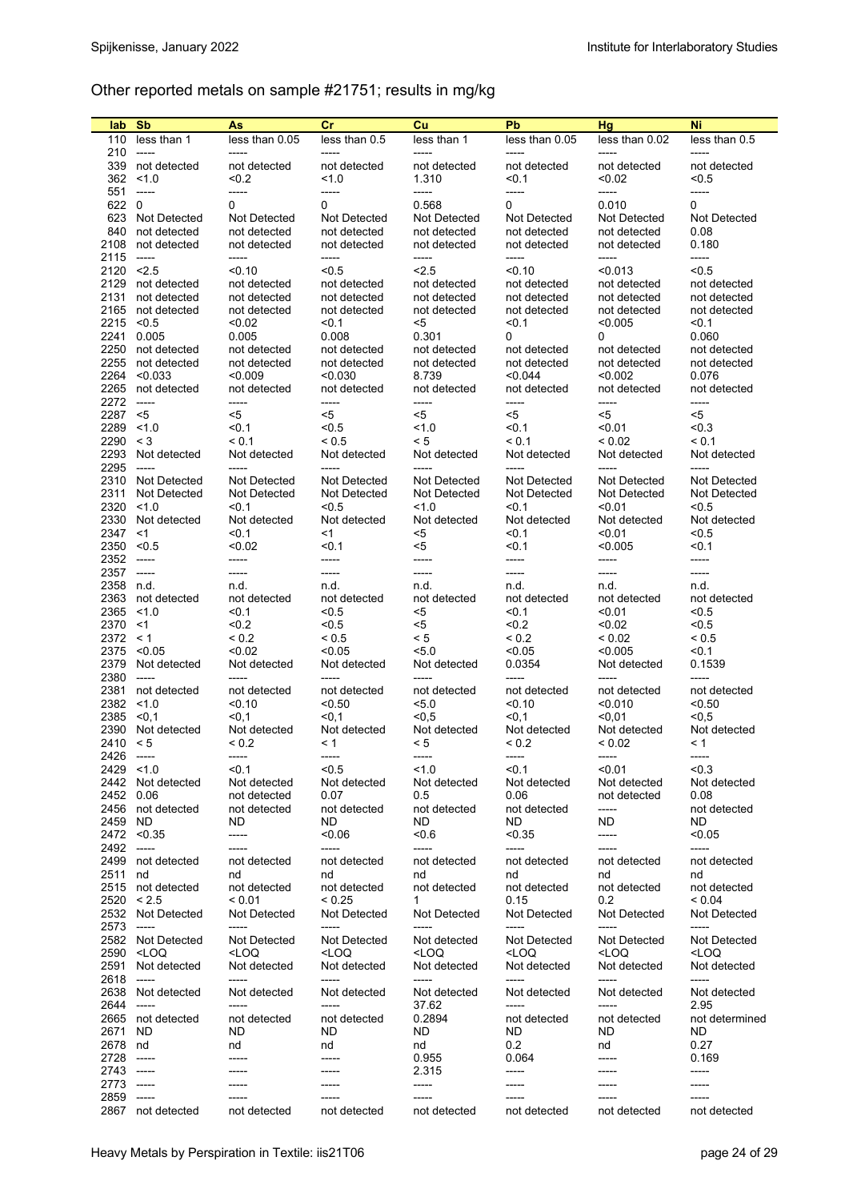Other reported metals on sample #21751; results in mg/kg

| lab | Sb | As | Cr | Cu | Pb | Hg | Ni |
|---|---|---|---|---|---|---|---|
| 110 | less than 1 | less than 0.05 | less than 0.5 | less than 1 | less than 0.05 | less than 0.02 | less than 0.5 |
| 210 | ----- | ----- | ----- | ----- | ----- | ----- | ----- |
| 339 | not detected | not detected | not detected | not detected | not detected | not detected | not detected |
| 362 | <1.0 | <0.2 | <1.0 | 1.310 | <0.1 | <0.02 | <0.5 |
| 551 | ----- | ----- | ----- | ----- | ----- | ----- | ----- |
| 622 | 0 | 0 | 0 | 0.568 | 0 | 0.010 | 0 |
| 623 | Not Detected | Not Detected | Not Detected | Not Detected | Not Detected | Not Detected | Not Detected |
| 840 | not detected | not detected | not detected | not detected | not detected | not detected | 0.08 |
| 2108 | not detected | not detected | not detected | not detected | not detected | not detected | 0.180 |
| 2115 | ----- | ----- | ----- | ----- | ----- | ----- | ----- |
| 2120 | <2.5 | <0.10 | <0.5 | <2.5 | <0.10 | <0.013 | <0.5 |
| 2129 | not detected | not detected | not detected | not detected | not detected | not detected | not detected |
| 2131 | not detected | not detected | not detected | not detected | not detected | not detected | not detected |
| 2165 | not detected | not detected | not detected | not detected | not detected | not detected | not detected |
| 2215 | <0.5 | <0.02 | <0.1 | <5 | <0.1 | <0.005 | <0.1 |
| 2241 | 0.005 | 0.005 | 0.008 | 0.301 | 0 | 0 | 0.060 |
| 2250 | not detected | not detected | not detected | not detected | not detected | not detected | not detected |
| 2255 | not detected | not detected | not detected | not detected | not detected | not detected | not detected |
| 2264 | <0.033 | <0.009 | <0.030 | 8.739 | <0.044 | <0.002 | 0.076 |
| 2265 | not detected | not detected | not detected | not detected | not detected | not detected | not detected |
| 2272 | ----- | ----- | ----- | ----- | ----- | ----- | ----- |
| 2287 | <5 | <5 | <5 | <5 | <5 | <5 | <5 |
| 2289 | <1.0 | <0.1 | <0.5 | <1.0 | <0.1 | <0.01 | <0.3 |
| 2290 | < 3 | < 0.1 | < 0.5 | < 5 | < 0.1 | < 0.02 | < 0.1 |
| 2293 | Not detected | Not detected | Not detected | Not detected | Not detected | Not detected | Not detected |
| 2295 | ----- | ----- | ----- | ----- | ----- | ----- | ----- |
| 2310 | Not Detected | Not Detected | Not Detected | Not Detected | Not Detected | Not Detected | Not Detected |
| 2311 | Not Detected | Not Detected | Not Detected | Not Detected | Not Detected | Not Detected | Not Detected |
| 2320 | <1.0 | <0.1 | <0.5 | <1.0 | <0.1 | <0.01 | <0.5 |
| 2330 | Not detected | Not detected | Not detected | Not detected | Not detected | Not detected | Not detected |
| 2347 | <1 | <0.1 | <1 | <5 | <0.1 | <0.01 | <0.5 |
| 2350 | <0.5 | <0.02 | <0.1 | <5 | <0.1 | <0.005 | <0.1 |
| 2352 | ----- | ----- | ----- | ----- | ----- | ----- | ----- |
| 2357 | ----- | ----- | ----- | ----- | ----- | ----- | ----- |
| 2358 | n.d. | n.d. | n.d. | n.d. | n.d. | n.d. | n.d. |
| 2363 | not detected | not detected | not detected | not detected | not detected | not detected | not detected |
| 2365 | <1.0 | <0.1 | <0.5 | <5 | <0.1 | <0.01 | <0.5 |
| 2370 | <1 | <0.2 | <0.5 | <5 | <0.2 | <0.02 | <0.5 |
| 2372 | < 1 | < 0.2 | < 0.5 | < 5 | < 0.2 | < 0.02 | < 0.5 |
| 2375 | <0.05 | <0.02 | <0.05 | <5.0 | <0.05 | <0.005 | <0.1 |
| 2379 | Not detected | Not detected | Not detected | Not detected | 0.0354 | Not detected | 0.1539 |
| 2380 | ----- | ----- | ----- | ----- | ----- | ----- | ----- |
| 2381 | not detected | not detected | not detected | not detected | not detected | not detected | not detected |
| 2382 | <1.0 | <0.10 | <0.50 | <5.0 | <0.10 | <0.010 | <0.50 |
| 2385 | <0,1 | <0,1 | <0,1 | <0,5 | <0,1 | <0,01 | <0,5 |
| 2390 | Not detected | Not detected | Not detected | Not detected | Not detected | Not detected | Not detected |
| 2410 | < 5 | < 0.2 | < 1 | < 5 | < 0.2 | < 0.02 | < 1 |
| 2426 | ----- | ----- | ----- | ----- | ----- | ----- | ----- |
| 2429 | <1.0 | <0.1 | <0.5 | <1.0 | <0.1 | <0.01 | <0.3 |
| 2442 | Not detected | Not detected | Not detected | Not detected | Not detected | Not detected | Not detected |
| 2452 | 0.06 | not detected | 0.07 | 0.5 | 0.06 | not detected | 0.08 |
| 2456 | not detected | not detected | not detected | not detected | not detected | ----- | not detected |
| 2459 | ND | ND | ND | ND | ND | ND | ND |
| 2472 | <0.35 | ----- | <0.06 | <0.6 | <0.35 | ----- | <0.05 |
| 2492 | ----- | ----- | ----- | ----- | ----- | ----- | ----- |
| 2499 | not detected | not detected | not detected | not detected | not detected | not detected | not detected |
| 2511 | nd | nd | nd | nd | nd | nd | nd |
| 2515 | not detected | not detected | not detected | not detected | not detected | not detected | not detected |
| 2520 | < 2.5 | < 0.01 | < 0.25 | 1 | 0.15 | 0.2 | < 0.04 |
| 2532 | Not Detected | Not Detected | Not Detected | Not Detected | Not Detected | Not Detected | Not Detected |
| 2573 | ----- | ----- | ----- | ----- | ----- | ----- | ----- |
| 2582 | Not Detected | Not Detected | Not Detected | Not detected | Not Detected | Not Detected | Not Detected |
| 2590 | <LOQ | <LOQ | <LOQ | <LOQ | <LOQ | <LOQ | <LOQ |
| 2591 | Not detected | Not detected | Not detected | Not detected | Not detected | Not detected | Not detected |
| 2618 | ----- | ----- | ----- | ----- | ----- | ----- | ----- |
| 2638 | Not detected | Not detected | Not detected | Not detected | Not detected | Not detected | Not detected |
| 2644 | ----- | ----- | ----- | 37.62 | ----- | ----- | 2.95 |
| 2665 | not detected | not detected | not detected | 0.2894 | not detected | not detected | not determined |
| 2671 | ND | ND | ND | ND | ND | ND | ND |
| 2678 | nd | nd | nd | nd | 0.2 | nd | 0.27 |
| 2728 | ----- | ----- | ----- | 0.955 | 0.064 | ----- | 0.169 |
| 2743 | ----- | ----- | ----- | 2.315 | ----- | ----- | ----- |
| 2773 | ----- | ----- | ----- | ----- | ----- | ----- | ----- |
| 2859 | ----- | ----- | ----- | ----- | ----- | ----- | ----- |
| 2867 | not detected | not detected | not detected | not detected | not detected | not detected | not detected |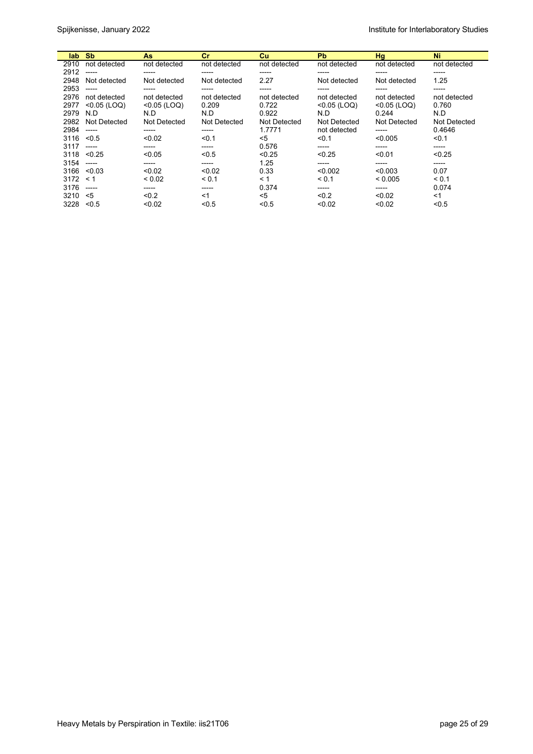| lab | Sb | As | Cr | Cu | Pb | Hg | Ni |
|---|---|---|---|---|---|---|---|
| 2910 | not detected | not detected | not detected | not detected | not detected | not detected | not detected |
| 2912 | ----- | ----- | ----- | ----- | ----- | ----- | ----- |
| 2948 | Not detected | Not detected | Not detected | 2.27 | Not detected | Not detected | 1.25 |
| 2953 | ----- | ----- | ----- | ----- | ----- | ----- | ----- |
| 2976 | not detected | not detected | not detected | not detected | not detected | not detected | not detected |
| 2977 | <0.05 (LOQ) | <0.05 (LOQ) | 0.209 | 0.722 | <0.05 (LOQ) | <0.05 (LOQ) | 0.760 |
| 2979 | N.D | N.D | N.D | 0.922 | N.D | 0.244 | N.D |
| 2982 | Not Detected | Not Detected | Not Detected | Not Detected | Not Detected | Not Detected | Not Detected |
| 2984 | ----- | ----- | ----- | 1.7771 | not detected | ----- | 0.4646 |
| 3116 | <0.5 | <0.02 | <0.1 | <5 | <0.1 | <0.005 | <0.1 |
| 3117 | ----- | ----- | ----- | 0.576 | ----- | ----- | ----- |
| 3118 | <0.25 | <0.05 | <0.5 | <0.25 | <0.25 | <0.01 | <0.25 |
| 3154 | ----- | ----- | ----- | 1.25 | ----- | ----- | ----- |
| 3166 | <0.03 | <0.02 | <0.02 | 0.33 | <0.002 | <0.003 | 0.07 |
| 3172 | < 1 | < 0.02 | < 0.1 | < 1 | < 0.1 | < 0.005 | < 0.1 |
| 3176 | ----- | ----- | ----- | 0.374 | ----- | ----- | 0.074 |
| 3210 | <5 | <0.2 | <1 | <5 | <0.2 | <0.02 | <1 |
| 3228 | <0.5 | <0.02 | <0.5 | <0.5 | <0.02 | <0.02 | <0.5 |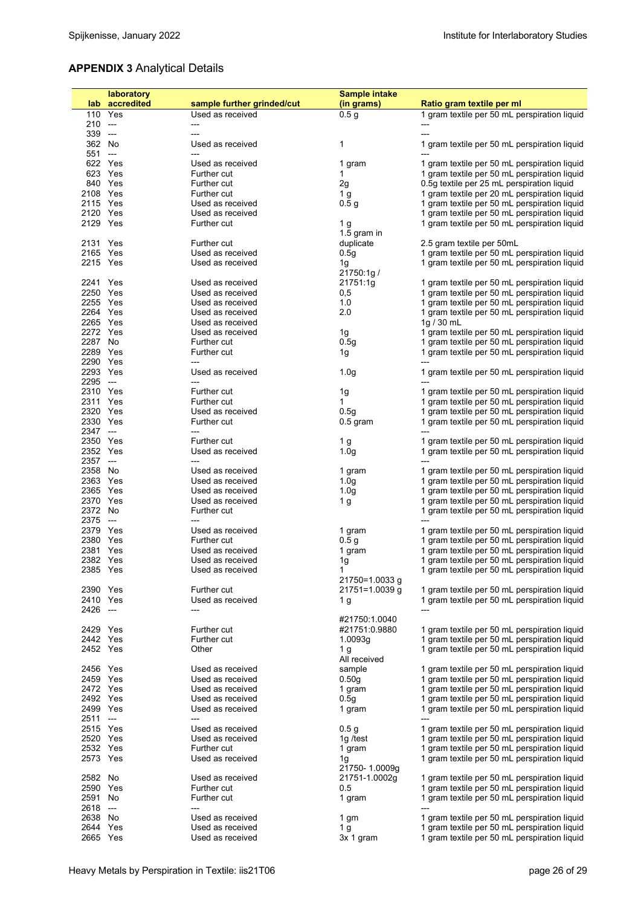## APPENDIX 3 Analytical Details

| lab | laboratory accredited | sample further grinded/cut | Sample intake (in grams) | Ratio gram textile per ml |
|---|---|---|---|---|
| 110 | Yes | Used as received | 0.5 g | 1 gram textile per 50 mL perspiration liquid |
| 210 | --- | --- | | --- |
| 339 | --- | --- | | --- |
| 362 | No | Used as received | 1 | 1 gram textile per 50 mL perspiration liquid |
| 551 | --- | --- | | --- |
| 622 | Yes | Used as received | 1 gram | 1 gram textile per 50 mL perspiration liquid |
| 623 | Yes | Further cut | 1 | 1 gram textile per 50 mL perspiration liquid |
| 840 | Yes | Further cut | 2g | 0.5g textile per 25 mL perspiration liquid |
| 2108 | Yes | Further cut | 1 g | 1 gram textile per 20 mL perspiration liquid |
| 2115 | Yes | Used as received | 0.5 g | 1 gram textile per 50 mL perspiration liquid |
| 2120 | Yes | Used as received | | 1 gram textile per 50 mL perspiration liquid |
| 2129 | Yes | Further cut | 1 g | 1 gram textile per 50 mL perspiration liquid |
| 2131 | Yes | Further cut | 1.5 gram in duplicate | 2.5 gram textile per 50mL |
| 2165 | Yes | Used as received | 0.5g | 1 gram textile per 50 mL perspiration liquid |
| 2215 | Yes | Used as received | 1g | 1 gram textile per 50 mL perspiration liquid |
| 2241 | Yes | Used as received | 21750:1g / 21751:1g | 1 gram textile per 50 mL perspiration liquid |
| 2250 | Yes | Used as received | 0,5 | 1 gram textile per 50 mL perspiration liquid |
| 2255 | Yes | Used as received | 1.0 | 1 gram textile per 50 mL perspiration liquid |
| 2264 | Yes | Used as received | 2.0 | 1 gram textile per 50 mL perspiration liquid |
| 2265 | Yes | Used as received | | 1g / 30 mL |
| 2272 | Yes | Used as received | 1g | 1 gram textile per 50 mL perspiration liquid |
| 2287 | No | Further cut | 0.5g | 1 gram textile per 50 mL perspiration liquid |
| 2289 | Yes | Further cut | 1g | 1 gram textile per 50 mL perspiration liquid |
| 2290 | Yes | --- | | --- |
| 2293 | Yes | Used as received | 1.0g | 1 gram textile per 50 mL perspiration liquid |
| 2295 | --- | --- | | --- |
| 2310 | Yes | Further cut | 1g | 1 gram textile per 50 mL perspiration liquid |
| 2311 | Yes | Further cut | 1 | 1 gram textile per 50 mL perspiration liquid |
| 2320 | Yes | Used as received | 0.5g | 1 gram textile per 50 mL perspiration liquid |
| 2330 | Yes | Further cut | 0.5 gram | 1 gram textile per 50 mL perspiration liquid |
| 2347 | --- | --- | | --- |
| 2350 | Yes | Further cut | 1 g | 1 gram textile per 50 mL perspiration liquid |
| 2352 | Yes | Used as received | 1.0g | 1 gram textile per 50 mL perspiration liquid |
| 2357 | --- | --- | | --- |
| 2358 | No | Used as received | 1 gram | 1 gram textile per 50 mL perspiration liquid |
| 2363 | Yes | Used as received | 1.0g | 1 gram textile per 50 mL perspiration liquid |
| 2365 | Yes | Used as received | 1.0g | 1 gram textile per 50 mL perspiration liquid |
| 2370 | Yes | Used as received | 1 g | 1 gram textile per 50 mL perspiration liquid |
| 2372 | No | Further cut | | 1 gram textile per 50 mL perspiration liquid |
| 2375 | --- | --- | | --- |
| 2379 | Yes | Used as received | 1 gram | 1 gram textile per 50 mL perspiration liquid |
| 2380 | Yes | Further cut | 0.5 g | 1 gram textile per 50 mL perspiration liquid |
| 2381 | Yes | Used as received | 1 gram | 1 gram textile per 50 mL perspiration liquid |
| 2382 | Yes | Used as received | 1g | 1 gram textile per 50 mL perspiration liquid |
| 2385 | Yes | Used as received | 1 | 1 gram textile per 50 mL perspiration liquid |
| 2390 | Yes | Further cut | 21750=1.0033 g 21751=1.0039 g | 1 gram textile per 50 mL perspiration liquid |
| 2410 | Yes | Used as received | 1 g | 1 gram textile per 50 mL perspiration liquid |
| 2426 | --- | --- | | --- |
| 2429 | Yes | Further cut | #21750:1.0040 #21751:0.9880 | 1 gram textile per 50 mL perspiration liquid |
| 2442 | Yes | Further cut | 1.0093g | 1 gram textile per 50 mL perspiration liquid |
| 2452 | Yes | Other | 1 g | 1 gram textile per 50 mL perspiration liquid |
| 2456 | Yes | Used as received | All received sample | 1 gram textile per 50 mL perspiration liquid |
| 2459 | Yes | Used as received | 0.50g | 1 gram textile per 50 mL perspiration liquid |
| 2472 | Yes | Used as received | 1 gram | 1 gram textile per 50 mL perspiration liquid |
| 2492 | Yes | Used as received | 0.5g | 1 gram textile per 50 mL perspiration liquid |
| 2499 | Yes | Used as received | 1 gram | 1 gram textile per 50 mL perspiration liquid |
| 2511 | --- | --- | | --- |
| 2515 | Yes | Used as received | 0.5 g | 1 gram textile per 50 mL perspiration liquid |
| 2520 | Yes | Used as received | 1g /test | 1 gram textile per 50 mL perspiration liquid |
| 2532 | Yes | Further cut | 1 gram | 1 gram textile per 50 mL perspiration liquid |
| 2573 | Yes | Used as received | 1g | 1 gram textile per 50 mL perspiration liquid |
| 2582 | No | Used as received | 21750- 1.0009g 21751-1.0002g | 1 gram textile per 50 mL perspiration liquid |
| 2590 | Yes | Further cut | 0.5 | 1 gram textile per 50 mL perspiration liquid |
| 2591 | No | Further cut | 1 gram | 1 gram textile per 50 mL perspiration liquid |
| 2618 | --- | --- | | --- |
| 2638 | No | Used as received | 1 gm | 1 gram textile per 50 mL perspiration liquid |
| 2644 | Yes | Used as received | 1 g | 1 gram textile per 50 mL perspiration liquid |
| 2665 | Yes | Used as received | 3x 1 gram | 1 gram textile per 50 mL perspiration liquid |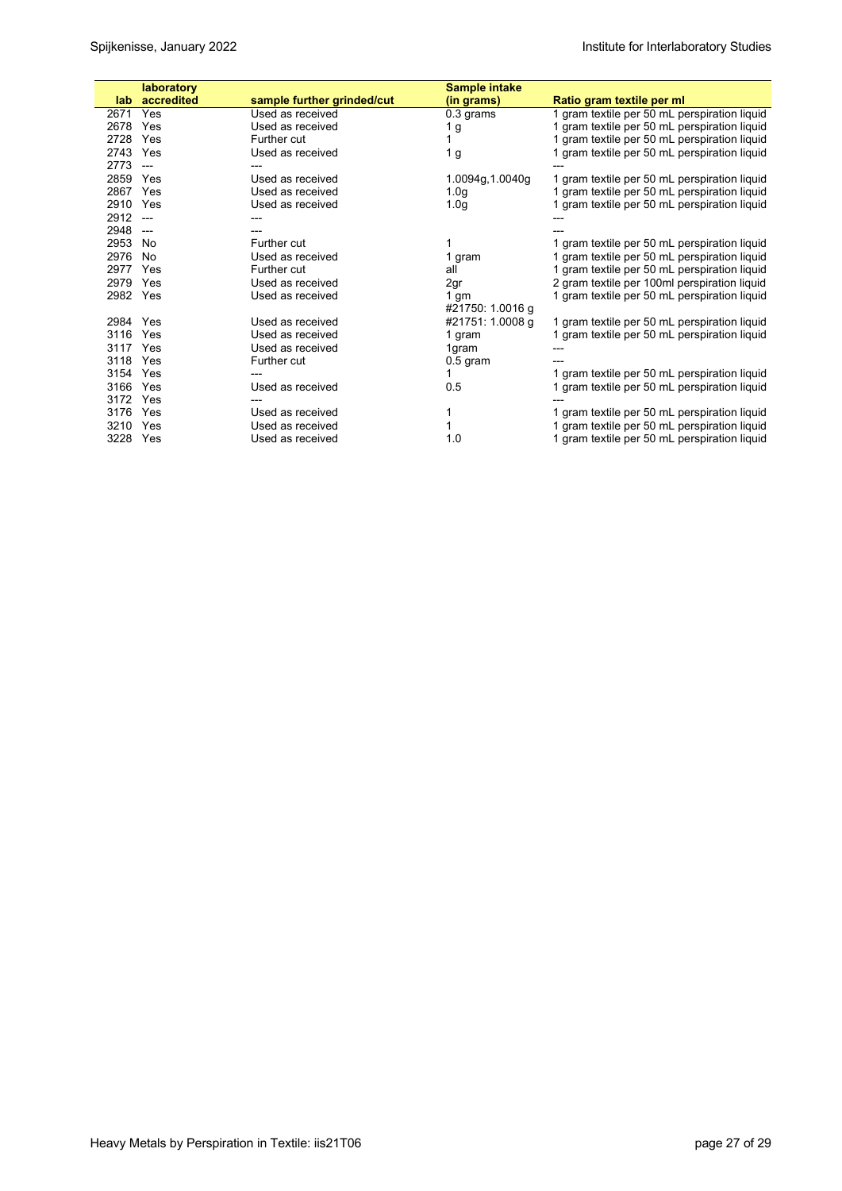| lab | laboratory accredited | sample further grinded/cut | Sample intake (in grams) | Ratio gram textile per ml |
|---|---|---|---|---|
| 2671 | Yes | Used as received | 0.3 grams | 1 gram textile per 50 mL perspiration liquid |
| 2678 | Yes | Used as received | 1 g | 1 gram textile per 50 mL perspiration liquid |
| 2728 | Yes | Further cut | 1 | 1 gram textile per 50 mL perspiration liquid |
| 2743 | Yes | Used as received | 1 g | 1 gram textile per 50 mL perspiration liquid |
| 2773 | --- | --- | | --- |
| 2859 | Yes | Used as received | 1.0094g,1.0040g | 1 gram textile per 50 mL perspiration liquid |
| 2867 | Yes | Used as received | 1.0g | 1 gram textile per 50 mL perspiration liquid |
| 2910 | Yes | Used as received | 1.0g | 1 gram textile per 50 mL perspiration liquid |
| 2912 | --- | --- | | --- |
| 2948 | --- | --- | | --- |
| 2953 | No | Further cut | 1 | 1 gram textile per 50 mL perspiration liquid |
| 2976 | No | Used as received | 1 gram | 1 gram textile per 50 mL perspiration liquid |
| 2977 | Yes | Further cut | all | 1 gram textile per 50 mL perspiration liquid |
| 2979 | Yes | Used as received | 2gr | 2 gram textile per 100ml perspiration liquid |
| 2982 | Yes | Used as received | 1 gm | 1 gram textile per 50 mL perspiration liquid |
| 2984 | Yes | Used as received | #21750: 1.0016 g<br>#21751: 1.0008 g | 1 gram textile per 50 mL perspiration liquid |
| 3116 | Yes | Used as received | 1 gram | 1 gram textile per 50 mL perspiration liquid |
| 3117 | Yes | Used as received | 1gram | --- |
| 3118 | Yes | Further cut | 0.5 gram | --- |
| 3154 | Yes | --- | 1 | 1 gram textile per 50 mL perspiration liquid |
| 3166 | Yes | Used as received | 0.5 | 1 gram textile per 50 mL perspiration liquid |
| 3172 | Yes | --- | | --- |
| 3176 | Yes | Used as received | 1 | 1 gram textile per 50 mL perspiration liquid |
| 3210 | Yes | Used as received | 1 | 1 gram textile per 50 mL perspiration liquid |
| 3228 | Yes | Used as received | 1.0 | 1 gram textile per 50 mL perspiration liquid |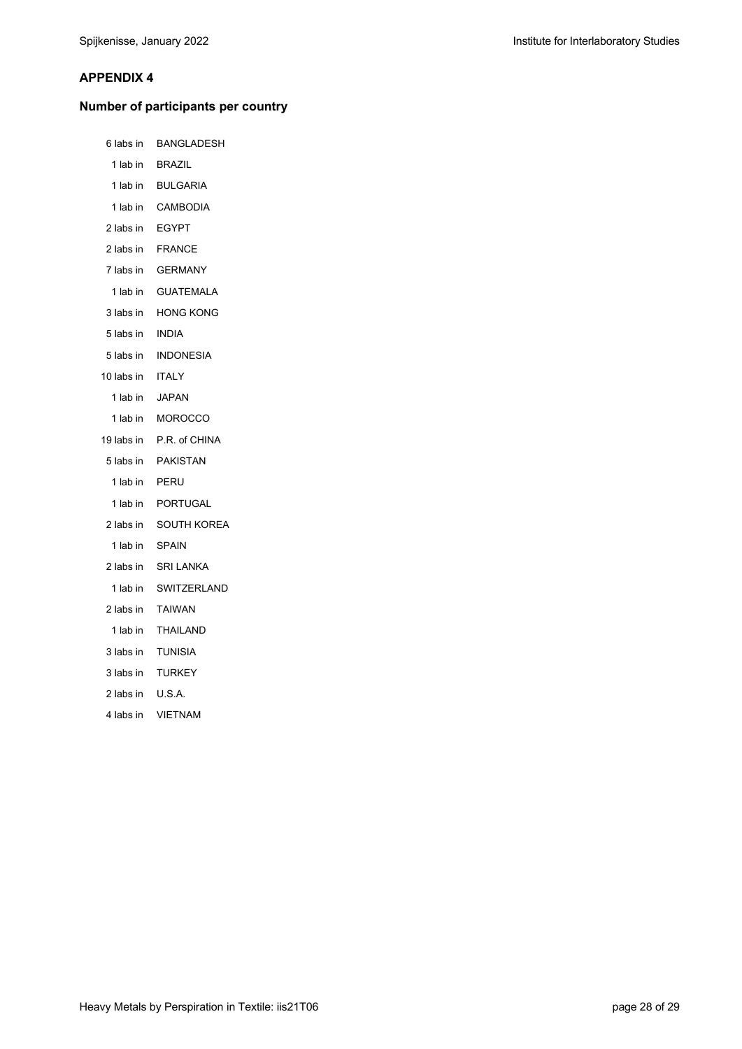## APPENDIX 4

### Number of participants per country

6 labs in BANGLADESH
1 lab in BRAZIL
1 lab in BULGARIA
1 lab in CAMBODIA
2 labs in EGYPT
2 labs in FRANCE
7 labs in GERMANY
1 lab in GUATEMALA
3 labs in HONG KONG
5 labs in INDIA
5 labs in INDONESIA
10 labs in ITALY
1 lab in JAPAN
1 lab in MOROCCO
19 labs in P.R. of CHINA
5 labs in PAKISTAN
1 lab in PERU
1 lab in PORTUGAL
2 labs in SOUTH KOREA
1 lab in SPAIN
2 labs in SRI LANKA
1 lab in SWITZERLAND
2 labs in TAIWAN
1 lab in THAILAND
3 labs in TUNISIA
3 labs in TURKEY
2 labs in U.S.A.
4 labs in VIETNAM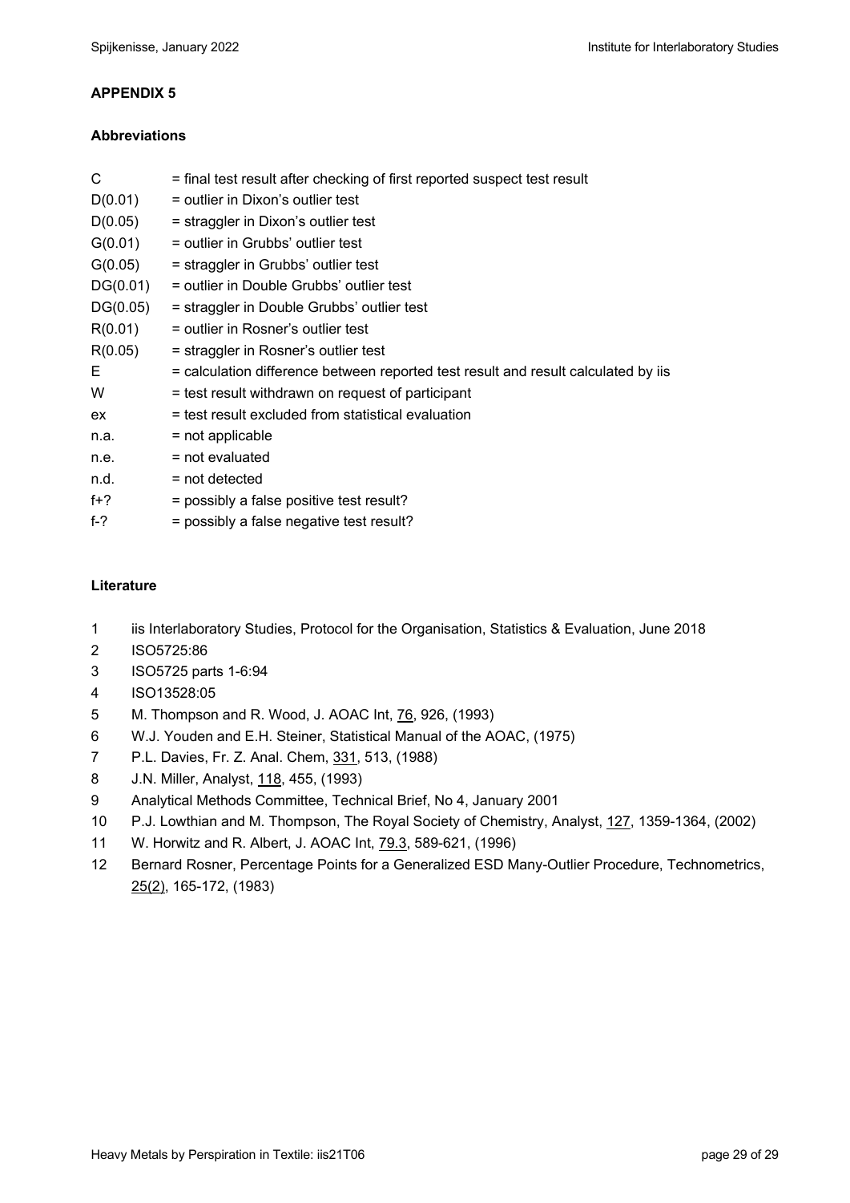**APPENDIX 5**

**Abbreviations**

| | |
|---|---|
| C | = final test result after checking of first reported suspect test result |
| D(0.01) | = outlier in Dixon's outlier test |
| D(0.05) | = straggler in Dixon's outlier test |
| G(0.01) | = outlier in Grubbs' outlier test |
| G(0.05) | = straggler in Grubbs' outlier test |
| DG(0.01) | = outlier in Double Grubbs' outlier test |
| DG(0.05) | = straggler in Double Grubbs' outlier test |
| R(0.01) | = outlier in Rosner's outlier test |
| R(0.05) | = straggler in Rosner's outlier test |
| E | = calculation difference between reported test result and result calculated by iis |
| W | = test result withdrawn on request of participant |
| ex | = test result excluded from statistical evaluation |
| n.a. | = not applicable |
| n.e. | = not evaluated |
| n.d. | = not detected |
| f+? | = possibly a false positive test result? |
| f-? | = possibly a false negative test result? |

**Literature**

1. iis Interlaboratory Studies, Protocol for the Organisation, Statistics & Evaluation, June 2018
2. ISO5725:86
3. ISO5725 parts 1-6:94
4. ISO13528:05
5. M. Thompson and R. Wood, J. AOAC Int, 76, 926, (1993)
6. W.J. Youden and E.H. Steiner, Statistical Manual of the AOAC, (1975)
7. P.L. Davies, Fr. Z. Anal. Chem, 331, 513, (1988)
8. J.N. Miller, Analyst, 118, 455, (1993)
9. Analytical Methods Committee, Technical Brief, No 4, January 2001
10. P.J. Lowthian and M. Thompson, The Royal Society of Chemistry, Analyst, 127, 1359-1364, (2002)
11. W. Horwitz and R. Albert, J. AOAC Int, 79.3, 589-621, (1996)
12. Bernard Rosner, Percentage Points for a Generalized ESD Many-Outlier Procedure, Technometrics, 25(2), 165-172, (1983)